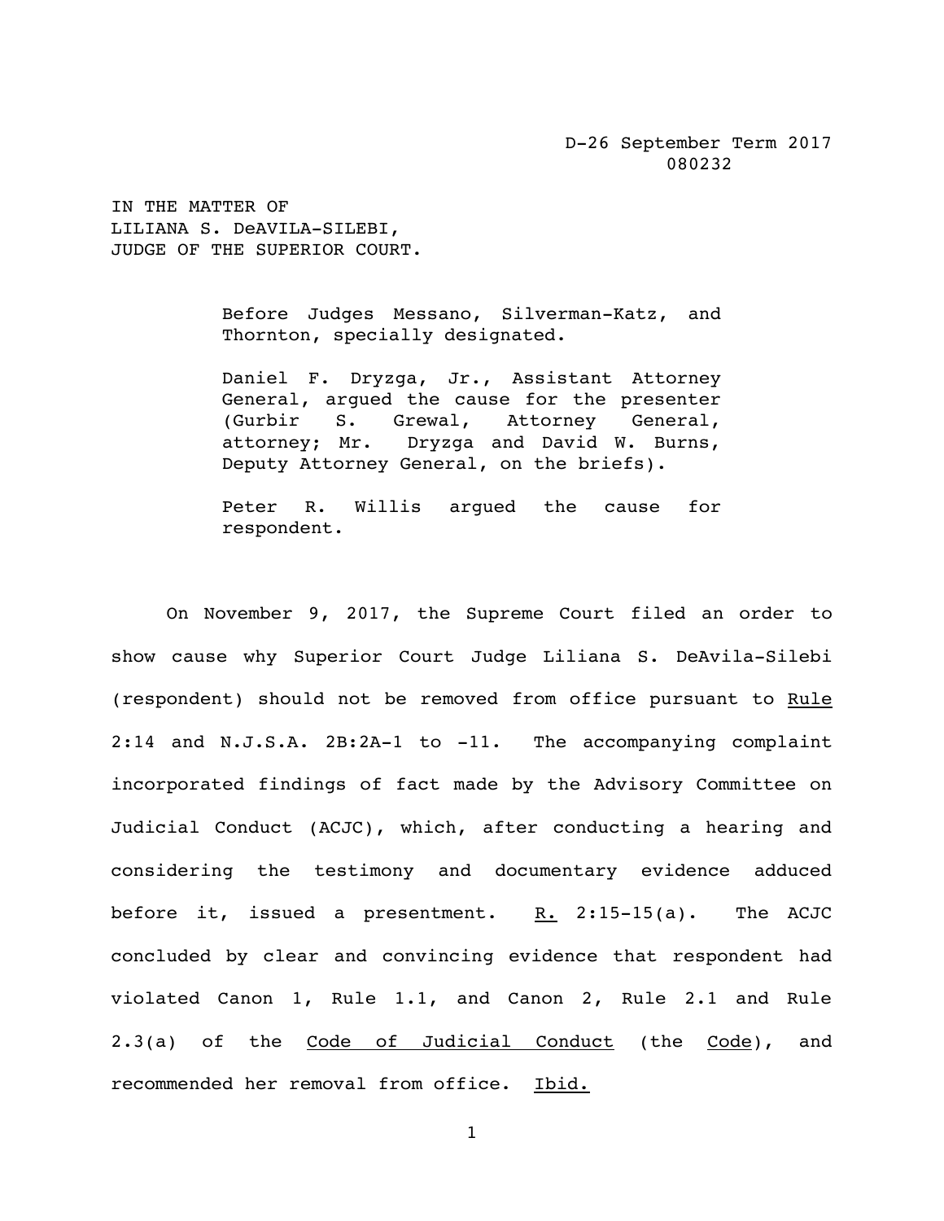D-26 September Term 2017
080232

IN THE MATTER OF
LILIANA S. DeAVILA-SILEBI,
JUDGE OF THE SUPERIOR COURT.

Before Judges Messano, Silverman-Katz, and Thornton, specially designated.

Daniel F. Dryzga, Jr., Assistant Attorney General, argued the cause for the presenter (Gurbir S. Grewal, Attorney General, attorney; Mr. Dryzga and David W. Burns, Deputy Attorney General, on the briefs).

Peter R. Willis argued the cause for respondent.

On November 9, 2017, the Supreme Court filed an order to show cause why Superior Court Judge Liliana S. DeAvila-Silebi (respondent) should not be removed from office pursuant to Rule 2:14 and N.J.S.A. 2B:2A-1 to -11. The accompanying complaint incorporated findings of fact made by the Advisory Committee on Judicial Conduct (ACJC), which, after conducting a hearing and considering the testimony and documentary evidence adduced before it, issued a presentment. R. 2:15-15(a). The ACJC concluded by clear and convincing evidence that respondent had violated Canon 1, Rule 1.1, and Canon 2, Rule 2.1 and Rule 2.3(a) of the Code of Judicial Conduct (the Code), and recommended her removal from office. Ibid.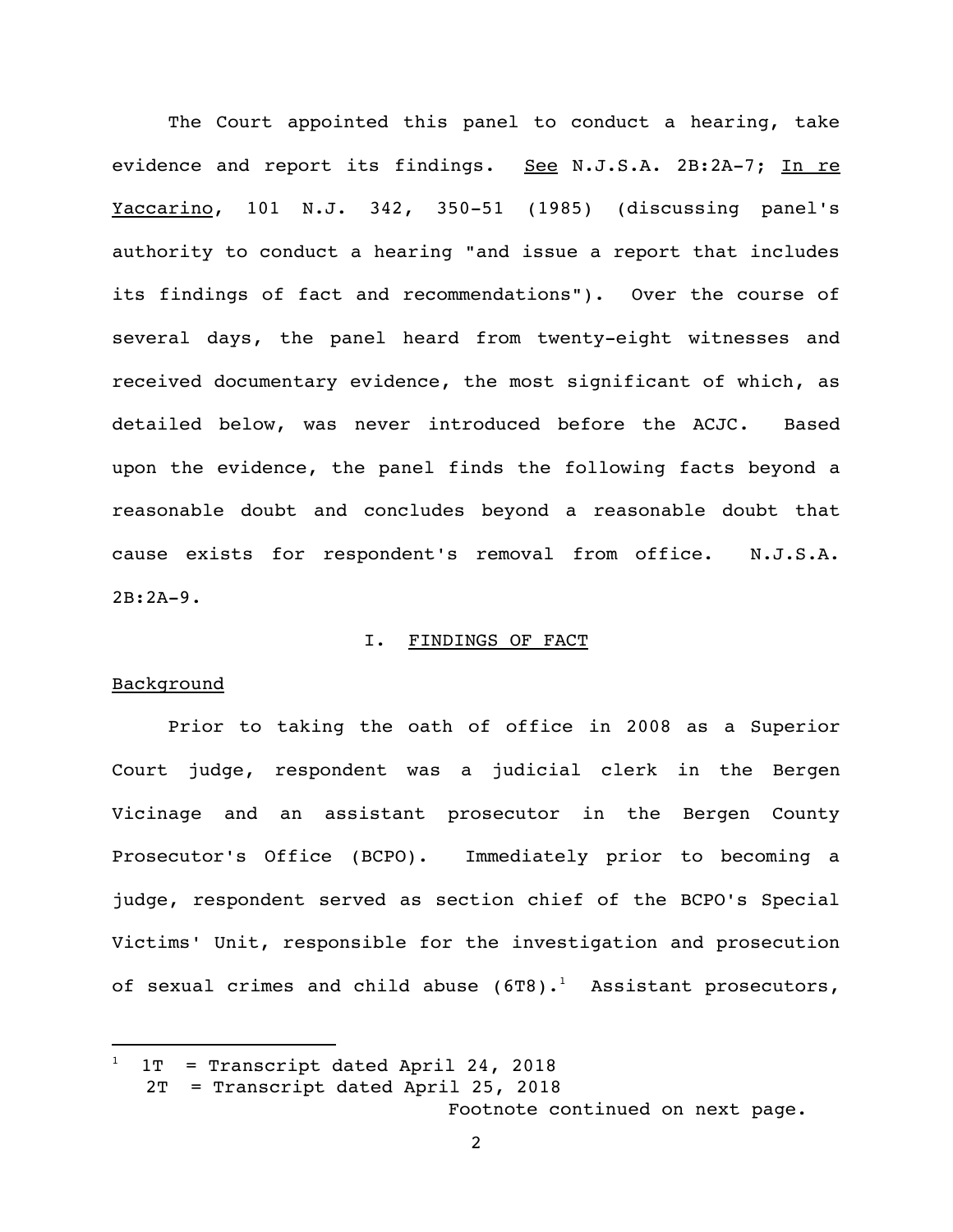The Court appointed this panel to conduct a hearing, take evidence and report its findings. See N.J.S.A. 2B:2A-7; In re Yaccarino, 101 N.J. 342, 350-51 (1985) (discussing panel's authority to conduct a hearing "and issue a report that includes its findings of fact and recommendations"). Over the course of several days, the panel heard from twenty-eight witnesses and received documentary evidence, the most significant of which, as detailed below, was never introduced before the ACJC. Based upon the evidence, the panel finds the following facts beyond a reasonable doubt and concludes beyond a reasonable doubt that cause exists for respondent's removal from office. N.J.S.A. 2B:2A-9.

## I. FINDINGS OF FACT

Background

Prior to taking the oath of office in 2008 as a Superior Court judge, respondent was a judicial clerk in the Bergen Vicinage and an assistant prosecutor in the Bergen County Prosecutor's Office (BCPO). Immediately prior to becoming a judge, respondent served as section chief of the BCPO's Special Victims' Unit, responsible for the investigation and prosecution of sexual crimes and child abuse (6T8).[1] Assistant prosecutors,

---

[1] 1T = Transcript dated April 24, 2018
2T = Transcript dated April 25, 2018
Footnote continued on next page.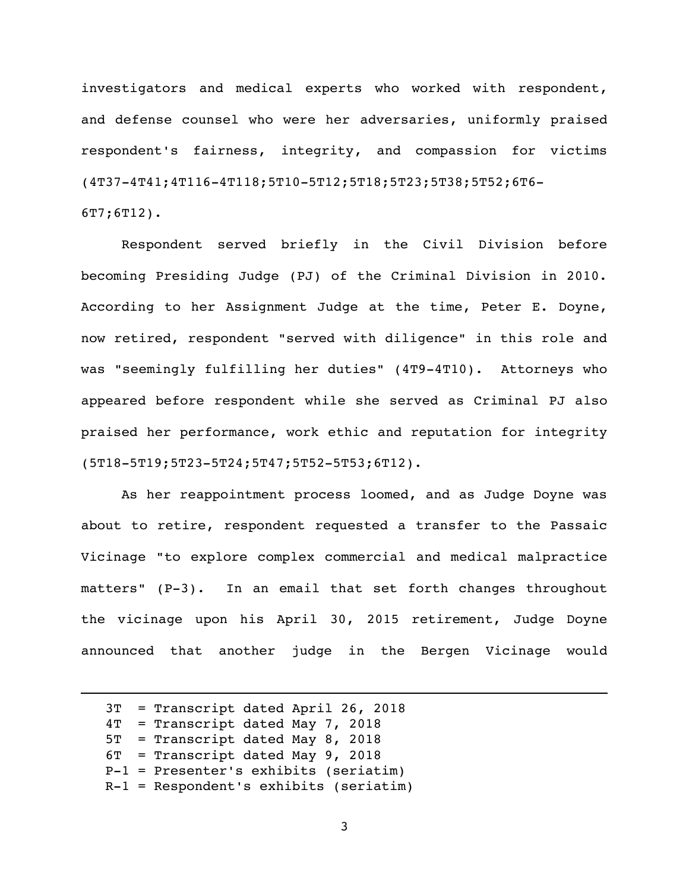investigators and medical experts who worked with respondent, and defense counsel who were her adversaries, uniformly praised respondent's fairness, integrity, and compassion for victims (4T37-4T41;4T116-4T118;5T10-5T12;5T18;5T23;5T38;5T52;6T6-6T7;6T12).

Respondent served briefly in the Civil Division before becoming Presiding Judge (PJ) of the Criminal Division in 2010. According to her Assignment Judge at the time, Peter E. Doyne, now retired, respondent "served with diligence" in this role and was "seemingly fulfilling her duties" (4T9-4T10). Attorneys who appeared before respondent while she served as Criminal PJ also praised her performance, work ethic and reputation for integrity (5T18-5T19;5T23-5T24;5T47;5T52-5T53;6T12).

As her reappointment process loomed, and as Judge Doyne was about to retire, respondent requested a transfer to the Passaic Vicinage "to explore complex commercial and medical malpractice matters" (P-3). In an email that set forth changes throughout the vicinage upon his April 30, 2015 retirement, Judge Doyne announced that another judge in the Bergen Vicinage would

---

3T = Transcript dated April 26, 2018
4T = Transcript dated May 7, 2018
5T = Transcript dated May 8, 2018
6T = Transcript dated May 9, 2018
P-1 = Presenter's exhibits (seriatim)
R-1 = Respondent's exhibits (seriatim)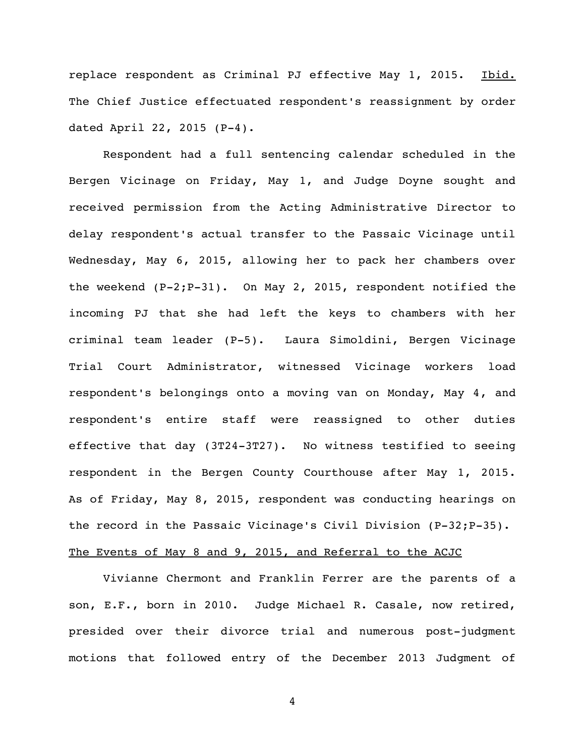replace respondent as Criminal PJ effective May 1, 2015. Ibid. The Chief Justice effectuated respondent's reassignment by order dated April 22, 2015 (P-4).

Respondent had a full sentencing calendar scheduled in the Bergen Vicinage on Friday, May 1, and Judge Doyne sought and received permission from the Acting Administrative Director to delay respondent's actual transfer to the Passaic Vicinage until Wednesday, May 6, 2015, allowing her to pack her chambers over the weekend (P-2;P-31). On May 2, 2015, respondent notified the incoming PJ that she had left the keys to chambers with her criminal team leader (P-5). Laura Simoldini, Bergen Vicinage Trial Court Administrator, witnessed Vicinage workers load respondent's belongings onto a moving van on Monday, May 4, and respondent's entire staff were reassigned to other duties effective that day (3T24-3T27). No witness testified to seeing respondent in the Bergen County Courthouse after May 1, 2015. As of Friday, May 8, 2015, respondent was conducting hearings on the record in the Passaic Vicinage's Civil Division (P-32;P-35).

<u>The Events of May 8 and 9, 2015, and Referral to the ACJC</u>

Vivianne Chermont and Franklin Ferrer are the parents of a son, E.F., born in 2010. Judge Michael R. Casale, now retired, presided over their divorce trial and numerous post-judgment motions that followed entry of the December 2013 Judgment of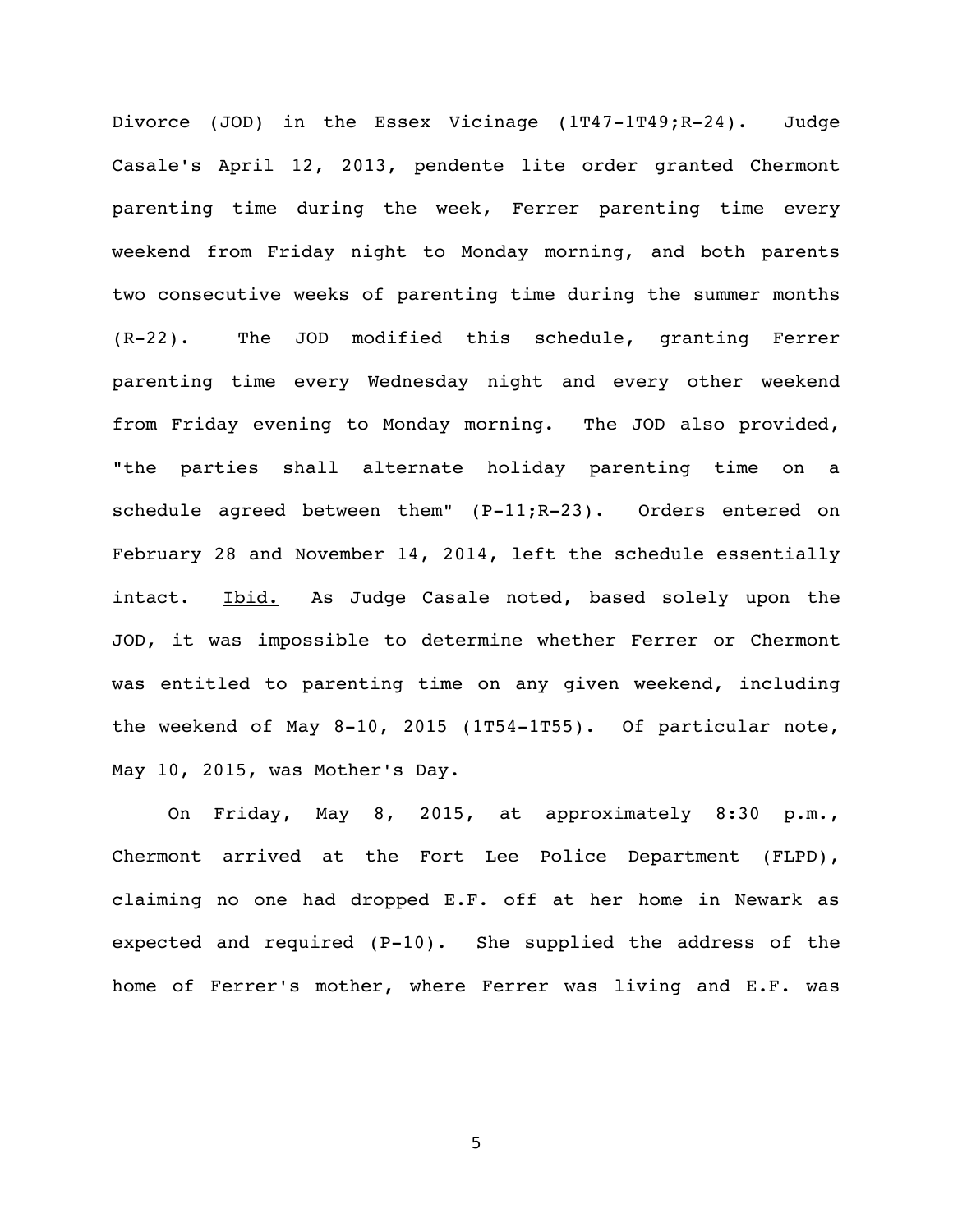Divorce (JOD) in the Essex Vicinage (1T47-1T49;R-24). Judge Casale's April 12, 2013, pendente lite order granted Chermont parenting time during the week, Ferrer parenting time every weekend from Friday night to Monday morning, and both parents two consecutive weeks of parenting time during the summer months (R-22). The JOD modified this schedule, granting Ferrer parenting time every Wednesday night and every other weekend from Friday evening to Monday morning. The JOD also provided, "the parties shall alternate holiday parenting time on a schedule agreed between them" (P-11;R-23). Orders entered on February 28 and November 14, 2014, left the schedule essentially intact. Ibid. As Judge Casale noted, based solely upon the JOD, it was impossible to determine whether Ferrer or Chermont was entitled to parenting time on any given weekend, including the weekend of May 8-10, 2015 (1T54-1T55). Of particular note, May 10, 2015, was Mother's Day.

On Friday, May 8, 2015, at approximately 8:30 p.m., Chermont arrived at the Fort Lee Police Department (FLPD), claiming no one had dropped E.F. off at her home in Newark as expected and required (P-10). She supplied the address of the home of Ferrer's mother, where Ferrer was living and E.F. was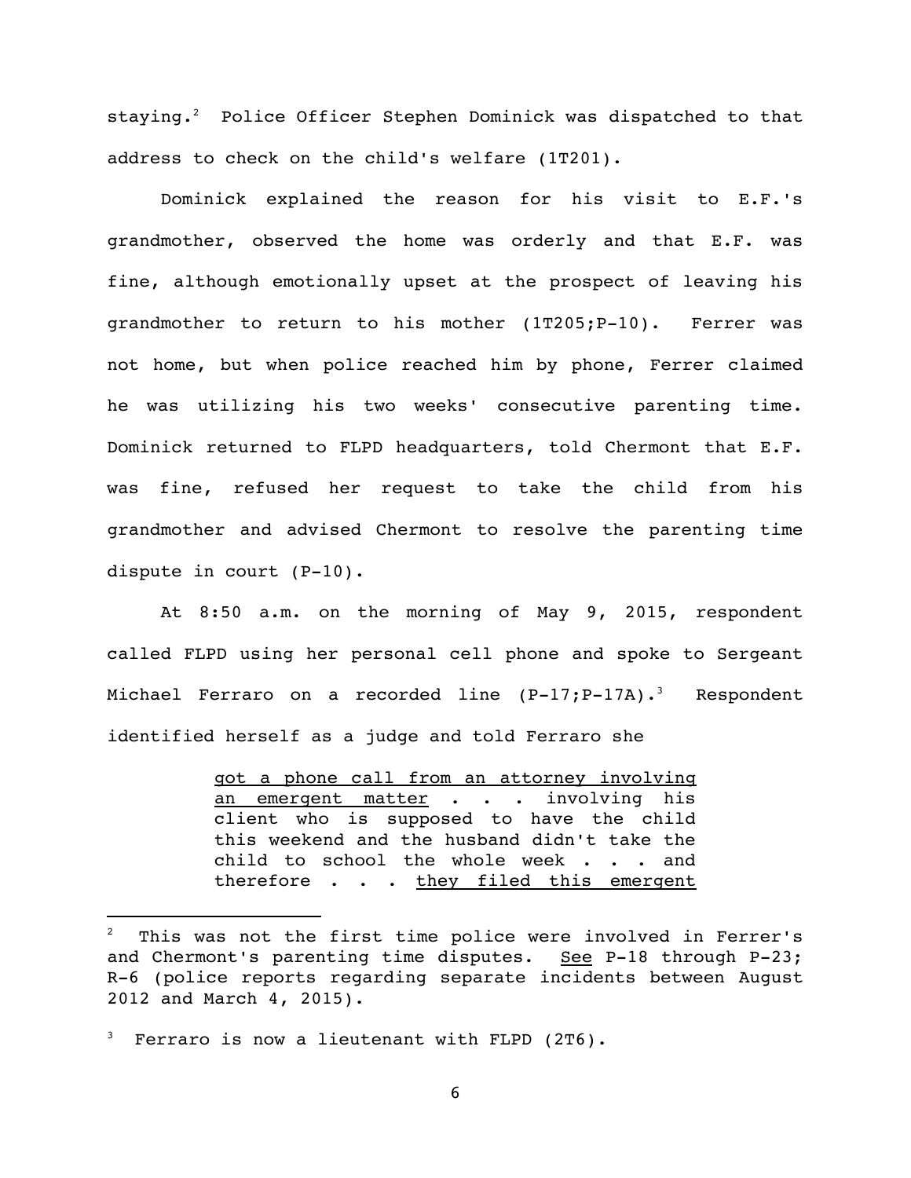staying.[2] Police Officer Stephen Dominick was dispatched to that address to check on the child's welfare (1T201).

Dominick explained the reason for his visit to E.F.'s grandmother, observed the home was orderly and that E.F. was fine, although emotionally upset at the prospect of leaving his grandmother to return to his mother (1T205;P-10). Ferrer was not home, but when police reached him by phone, Ferrer claimed he was utilizing his two weeks' consecutive parenting time. Dominick returned to FLPD headquarters, told Chermont that E.F. was fine, refused her request to take the child from his grandmother and advised Chermont to resolve the parenting time dispute in court (P-10).

At 8:50 a.m. on the morning of May 9, 2015, respondent called FLPD using her personal cell phone and spoke to Sergeant Michael Ferraro on a recorded line (P-17;P-17A).[3] Respondent identified herself as a judge and told Ferraro she

> <u>got a phone call from an attorney involving an emergent matter</u> . . . involving his client who is supposed to have the child this weekend and the husband didn't take the child to school the whole week . . . and therefore . . . <u>they filed this emergent</u>

---

[2] This was not the first time police were involved in Ferrer's and Chermont's parenting time disputes. <u>See</u> P-18 through P-23; R-6 (police reports regarding separate incidents between August 2012 and March 4, 2015).

[3] Ferraro is now a lieutenant with FLPD (2T6).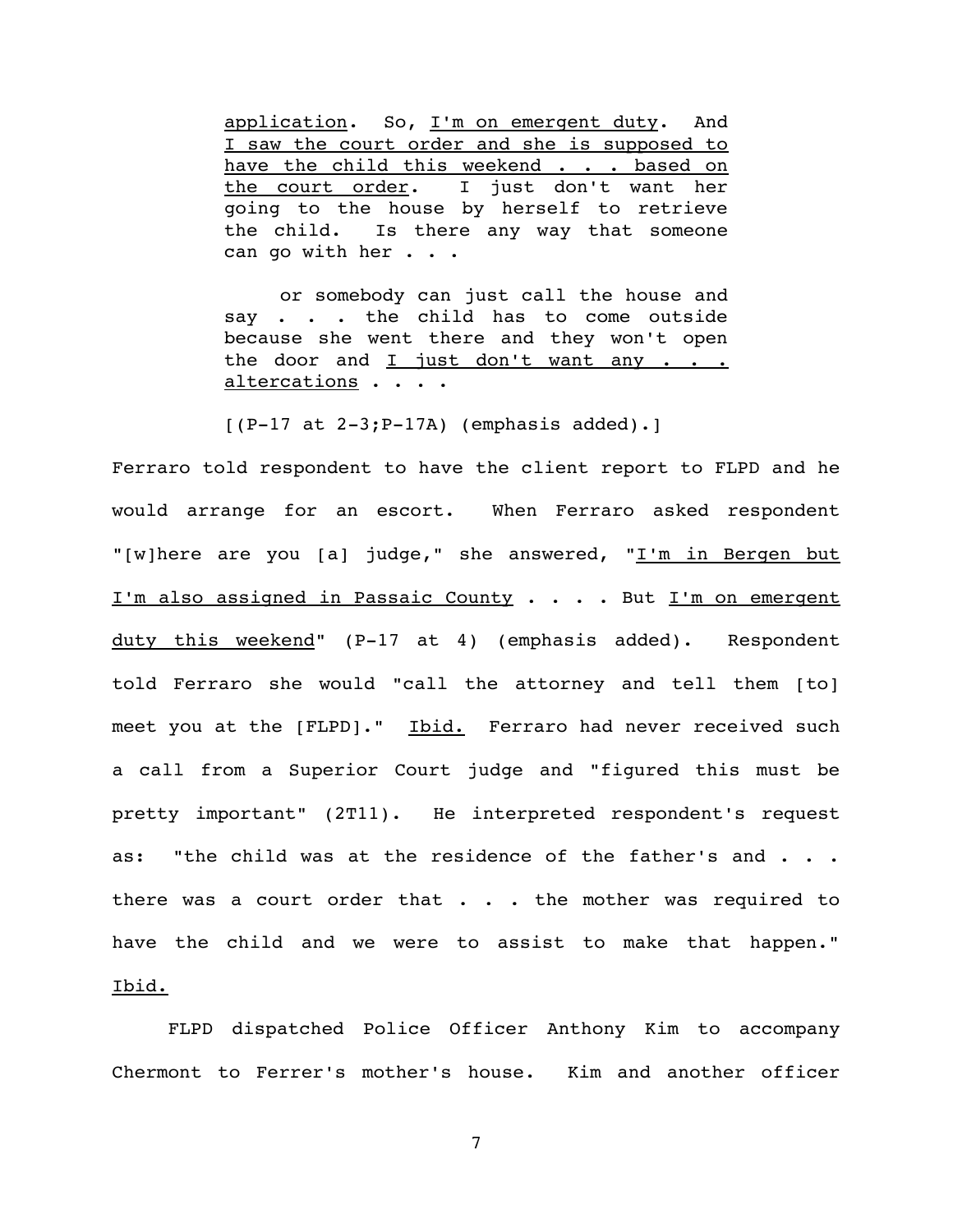> <u>application</u>. So, <u>I'm on emergent duty</u>. And <u>I saw the court order and she is supposed to have the child this weekend . . . based on the court order</u>. I just don't want her going to the house by herself to retrieve the child. Is there any way that someone can go with her . . .
>
> or somebody can just call the house and say . . . the child has to come outside because she went there and they won't open the door and <u>I just don't want any . . . altercations</u> . . . .
>
> [(P-17 at 2-3;P-17A) (emphasis added).]

Ferraro told respondent to have the client report to FLPD and he would arrange for an escort. When Ferraro asked respondent "[w]here are you [a] judge," she answered, "<u>I'm in Bergen but I'm also assigned in Passaic County</u> . . . . But <u>I'm on emergent duty this weekend</u>" (P-17 at 4) (emphasis added). Respondent told Ferraro she would "call the attorney and tell them [to] meet you at the [FLPD]." <u>Ibid.</u> Ferraro had never received such a call from a Superior Court judge and "figured this must be pretty important" (2T11). He interpreted respondent's request as: "the child was at the residence of the father's and . . . there was a court order that . . . the mother was required to have the child and we were to assist to make that happen." <u>Ibid.</u>

FLPD dispatched Police Officer Anthony Kim to accompany Chermont to Ferrer's mother's house. Kim and another officer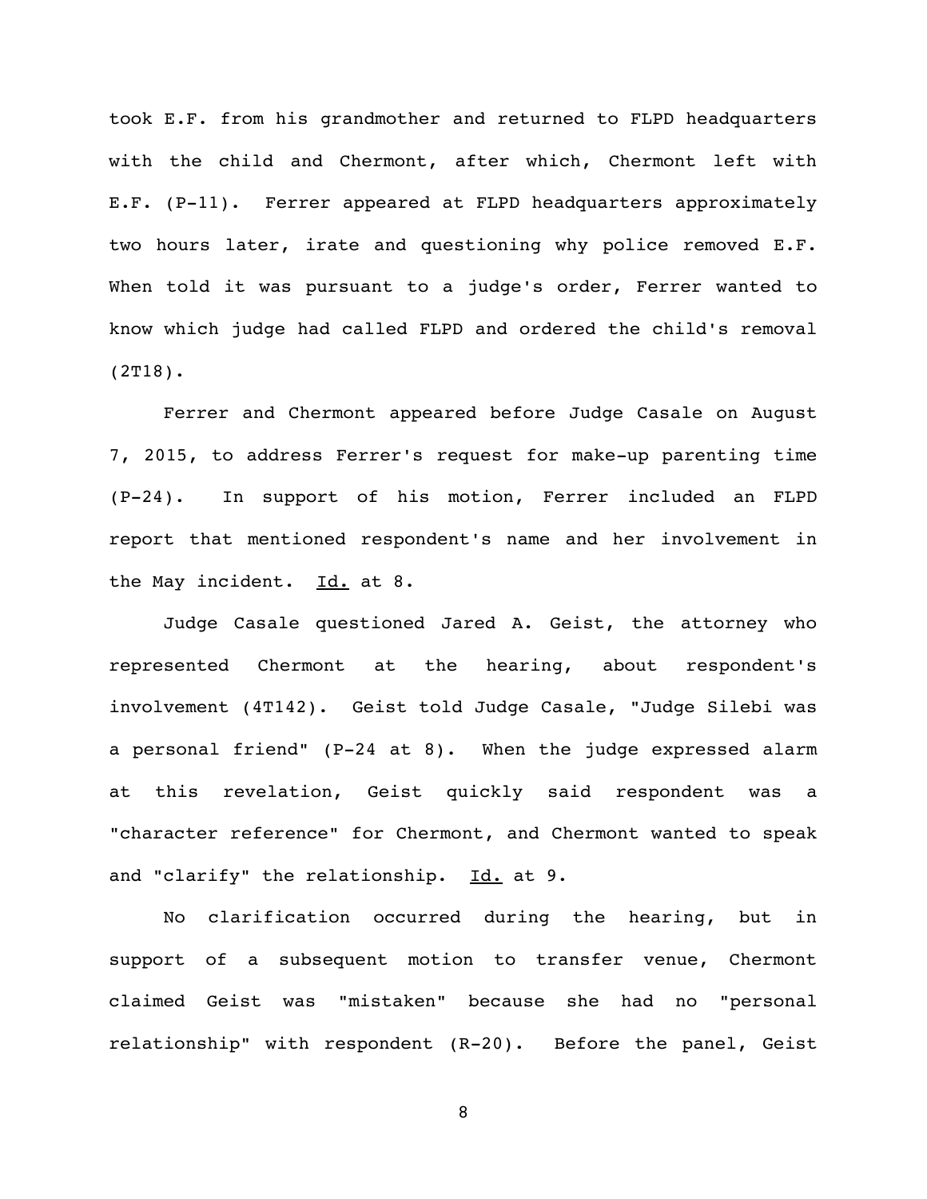took E.F. from his grandmother and returned to FLPD headquarters with the child and Chermont, after which, Chermont left with E.F. (P-11). Ferrer appeared at FLPD headquarters approximately two hours later, irate and questioning why police removed E.F. When told it was pursuant to a judge's order, Ferrer wanted to know which judge had called FLPD and ordered the child's removal (2T18).

Ferrer and Chermont appeared before Judge Casale on August 7, 2015, to address Ferrer's request for make-up parenting time (P-24). In support of his motion, Ferrer included an FLPD report that mentioned respondent's name and her involvement in the May incident. Id. at 8.

Judge Casale questioned Jared A. Geist, the attorney who represented Chermont at the hearing, about respondent's involvement (4T142). Geist told Judge Casale, "Judge Silebi was a personal friend" (P-24 at 8). When the judge expressed alarm at this revelation, Geist quickly said respondent was a "character reference" for Chermont, and Chermont wanted to speak and "clarify" the relationship. Id. at 9.

No clarification occurred during the hearing, but in support of a subsequent motion to transfer venue, Chermont claimed Geist was "mistaken" because she had no "personal relationship" with respondent (R-20). Before the panel, Geist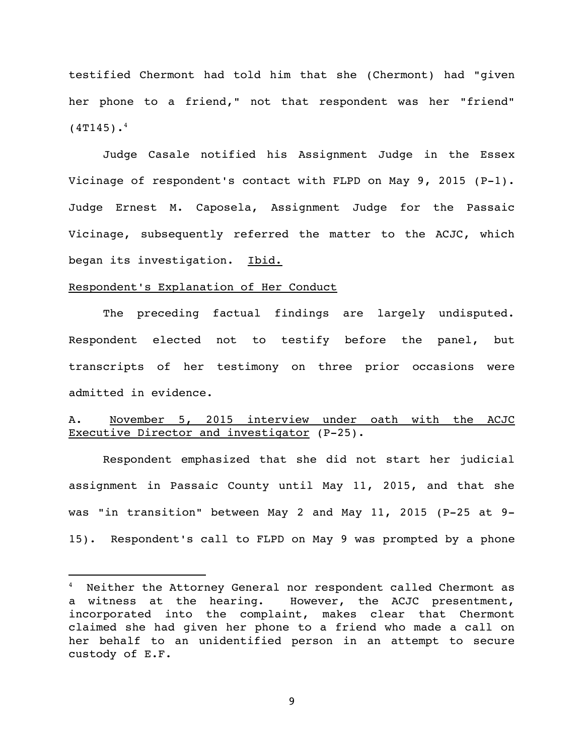testified Chermont had told him that she (Chermont) had "given her phone to a friend," not that respondent was her "friend" (4T145).[4]

Judge Casale notified his Assignment Judge in the Essex Vicinage of respondent's contact with FLPD on May 9, 2015 (P-1). Judge Ernest M. Caposela, Assignment Judge for the Passaic Vicinage, subsequently referred the matter to the ACJC, which began its investigation. Ibid.

Respondent's Explanation of Her Conduct

The preceding factual findings are largely undisputed. Respondent elected not to testify before the panel, but transcripts of her testimony on three prior occasions were admitted in evidence.

A. November 5, 2015 interview under oath with the ACJC Executive Director and investigator (P-25).

Respondent emphasized that she did not start her judicial assignment in Passaic County until May 11, 2015, and that she was "in transition" between May 2 and May 11, 2015 (P-25 at 9-15). Respondent's call to FLPD on May 9 was prompted by a phone

[4] Neither the Attorney General nor respondent called Chermont as a witness at the hearing. However, the ACJC presentment, incorporated into the complaint, makes clear that Chermont claimed she had given her phone to a friend who made a call on her behalf to an unidentified person in an attempt to secure custody of E.F.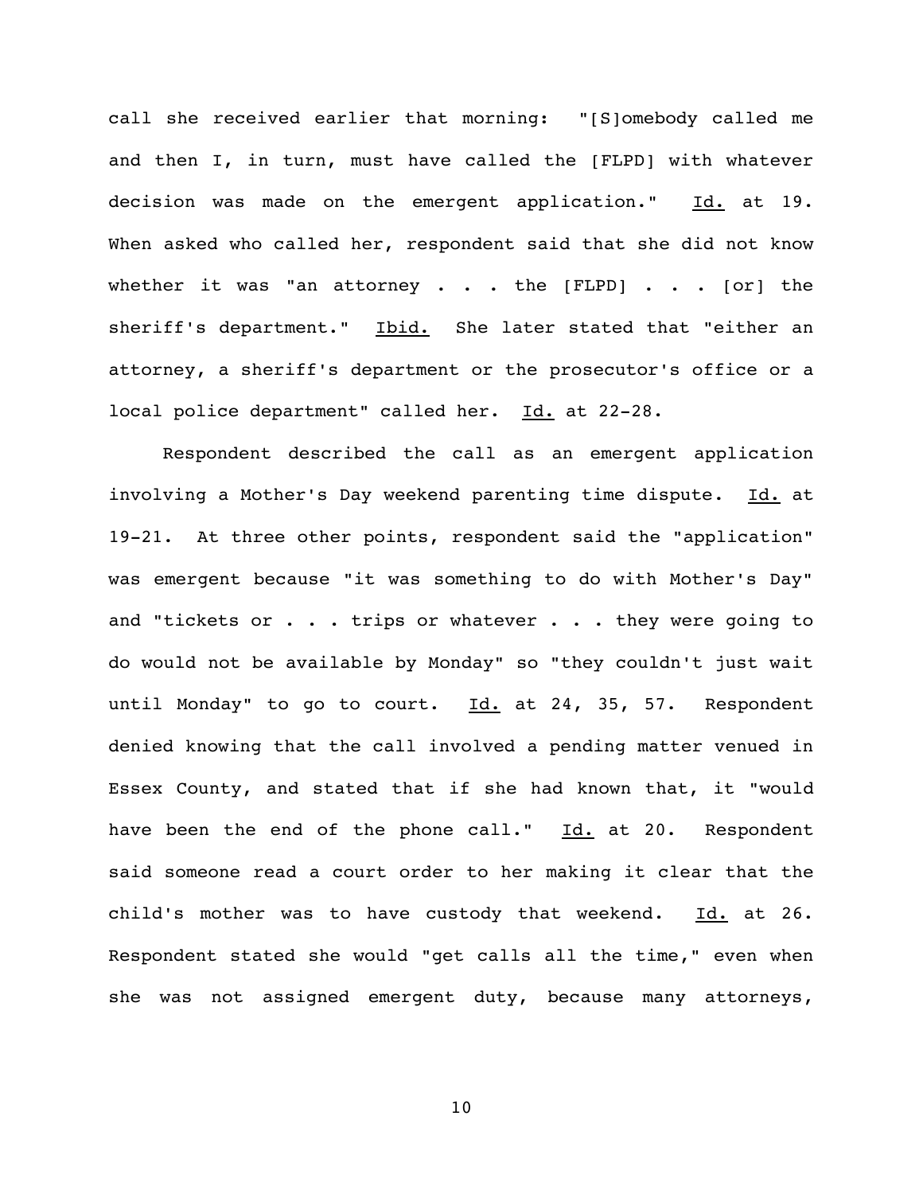call she received earlier that morning: "[S]omebody called me and then I, in turn, must have called the [FLPD] with whatever decision was made on the emergent application." Id. at 19. When asked who called her, respondent said that she did not know whether it was "an attorney . . . the [FLPD] . . . [or] the sheriff's department." Ibid. She later stated that "either an attorney, a sheriff's department or the prosecutor's office or a local police department" called her. Id. at 22-28.

Respondent described the call as an emergent application involving a Mother's Day weekend parenting time dispute. Id. at 19-21. At three other points, respondent said the "application" was emergent because "it was something to do with Mother's Day" and "tickets or . . . trips or whatever . . . they were going to do would not be available by Monday" so "they couldn't just wait until Monday" to go to court. Id. at 24, 35, 57. Respondent denied knowing that the call involved a pending matter venued in Essex County, and stated that if she had known that, it "would have been the end of the phone call." Id. at 20. Respondent said someone read a court order to her making it clear that the child's mother was to have custody that weekend. Id. at 26. Respondent stated she would "get calls all the time," even when she was not assigned emergent duty, because many attorneys,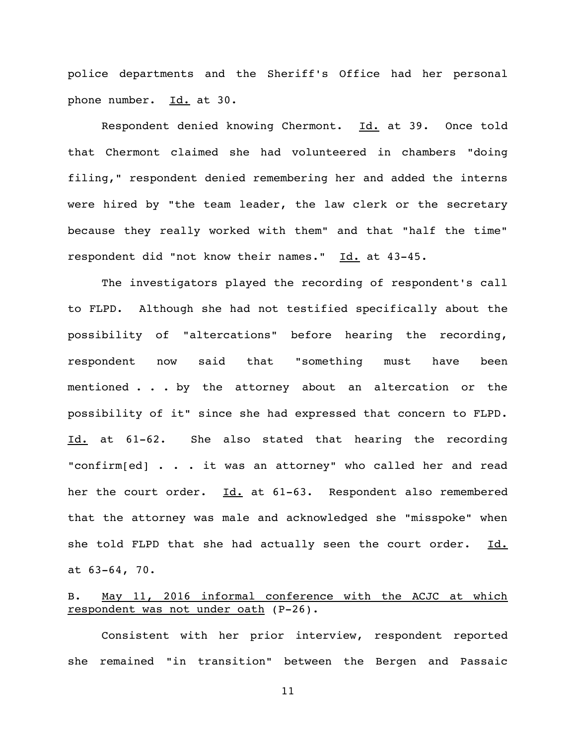police departments and the Sheriff's Office had her personal phone number. Id. at 30.

Respondent denied knowing Chermont. Id. at 39. Once told that Chermont claimed she had volunteered in chambers "doing filing," respondent denied remembering her and added the interns were hired by "the team leader, the law clerk or the secretary because they really worked with them" and that "half the time" respondent did "not know their names." Id. at 43-45.

The investigators played the recording of respondent's call to FLPD. Although she had not testified specifically about the possibility of "altercations" before hearing the recording, respondent now said that "something must have been mentioned . . . by the attorney about an altercation or the possibility of it" since she had expressed that concern to FLPD. Id. at 61-62. She also stated that hearing the recording "confirm[ed] . . . it was an attorney" who called her and read her the court order. Id. at 61-63. Respondent also remembered that the attorney was male and acknowledged she "misspoke" when she told FLPD that she had actually seen the court order. Id. at 63-64, 70.

B. May 11, 2016 informal conference with the ACJC at which respondent was not under oath (P-26).

Consistent with her prior interview, respondent reported she remained "in transition" between the Bergen and Passaic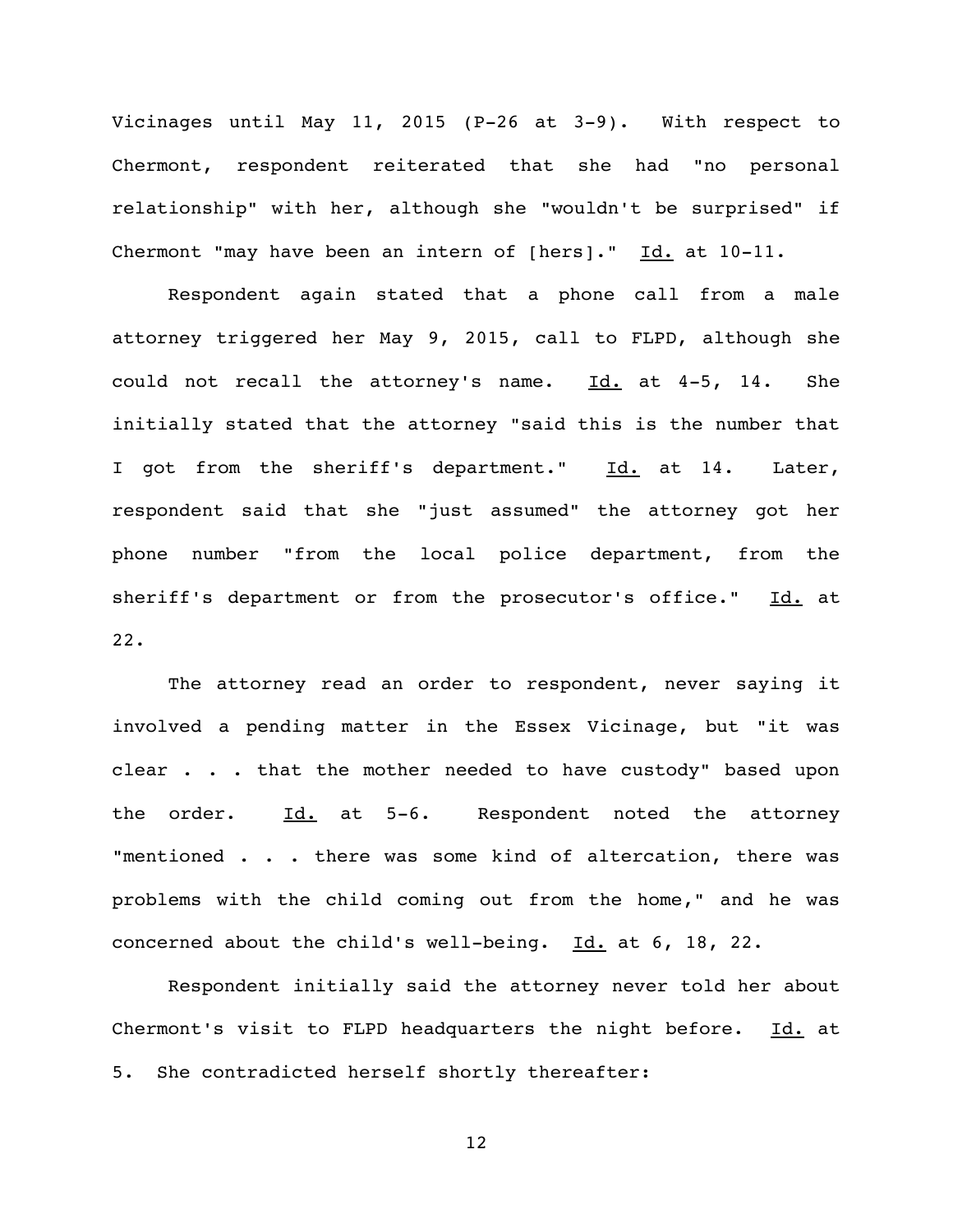Vicinages until May 11, 2015 (P-26 at 3-9). With respect to Chermont, respondent reiterated that she had "no personal relationship" with her, although she "wouldn't be surprised" if Chermont "may have been an intern of [hers]." Id. at 10-11.

Respondent again stated that a phone call from a male attorney triggered her May 9, 2015, call to FLPD, although she could not recall the attorney's name. Id. at 4-5, 14. She initially stated that the attorney "said this is the number that I got from the sheriff's department." Id. at 14. Later, respondent said that she "just assumed" the attorney got her phone number "from the local police department, from the sheriff's department or from the prosecutor's office." Id. at 22.

The attorney read an order to respondent, never saying it involved a pending matter in the Essex Vicinage, but "it was clear . . . that the mother needed to have custody" based upon the order. Id. at 5-6. Respondent noted the attorney "mentioned . . . there was some kind of altercation, there was problems with the child coming out from the home," and he was concerned about the child's well-being. Id. at 6, 18, 22.

Respondent initially said the attorney never told her about Chermont's visit to FLPD headquarters the night before. Id. at 5. She contradicted herself shortly thereafter: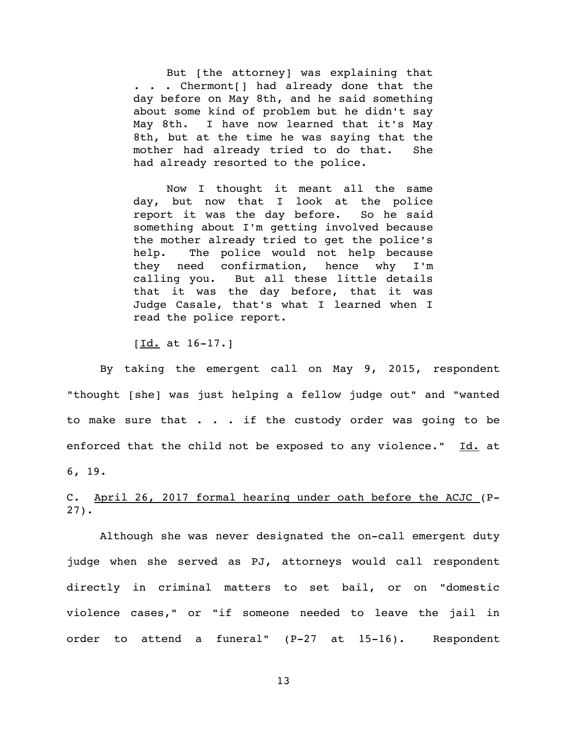> But [the attorney] was explaining that . . . Chermont[] had already done that the day before on May 8th, and he said something about some kind of problem but he didn't say May 8th. I have now learned that it's May 8th, but at the time he was saying that the mother had already tried to do that. She had already resorted to the police.
>
> Now I thought it meant all the same day, but now that I look at the police report it was the day before. So he said something about I'm getting involved because the mother already tried to get the police's help. The police would not help because they need confirmation, hence why I'm calling you. But all these little details that it was the day before, that it was Judge Casale, that's what I learned when I read the police report.
>
> [Id. at 16-17.]

By taking the emergent call on May 9, 2015, respondent "thought [she] was just helping a fellow judge out" and "wanted to make sure that . . . if the custody order was going to be enforced that the child not be exposed to any violence." Id. at 6, 19.

C. April 26, 2017 formal hearing under oath before the ACJC (P-27).

Although she was never designated the on-call emergent duty judge when she served as PJ, attorneys would call respondent directly in criminal matters to set bail, or on "domestic violence cases," or "if someone needed to leave the jail in order to attend a funeral" (P-27 at 15-16). Respondent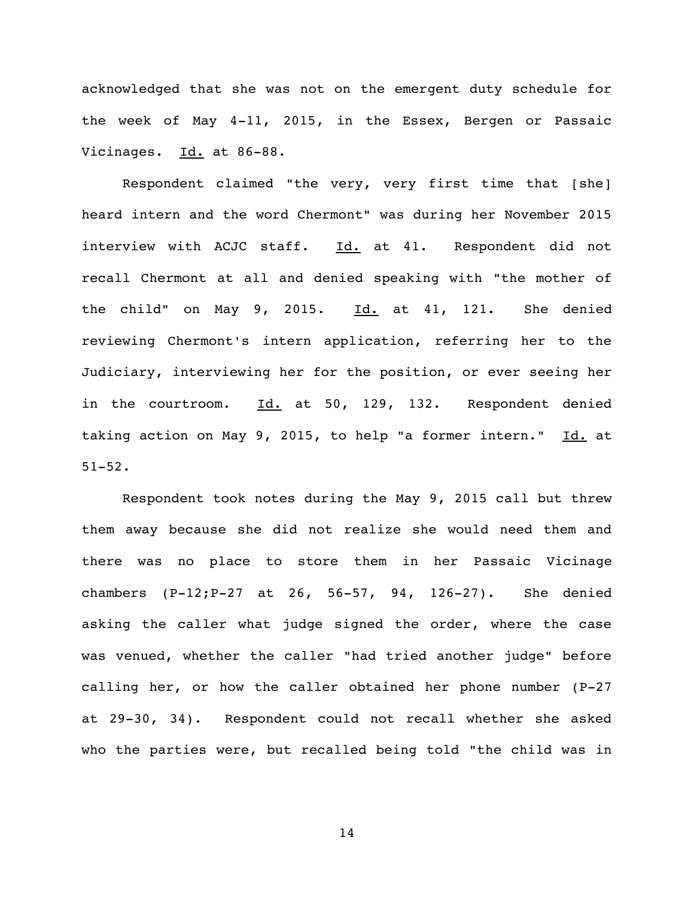acknowledged that she was not on the emergent duty schedule for the week of May 4-11, 2015, in the Essex, Bergen or Passaic Vicinages. Id. at 86-88.

Respondent claimed "the very, very first time that [she] heard intern and the word Chermont" was during her November 2015 interview with ACJC staff. Id. at 41. Respondent did not recall Chermont at all and denied speaking with "the mother of the child" on May 9, 2015. Id. at 41, 121. She denied reviewing Chermont's intern application, referring her to the Judiciary, interviewing her for the position, or ever seeing her in the courtroom. Id. at 50, 129, 132. Respondent denied taking action on May 9, 2015, to help "a former intern." Id. at 51-52.

Respondent took notes during the May 9, 2015 call but threw them away because she did not realize she would need them and there was no place to store them in her Passaic Vicinage chambers (P-12;P-27 at 26, 56-57, 94, 126-27). She denied asking the caller what judge signed the order, where the case was venued, whether the caller "had tried another judge" before calling her, or how the caller obtained her phone number (P-27 at 29-30, 34). Respondent could not recall whether she asked who the parties were, but recalled being told "the child was in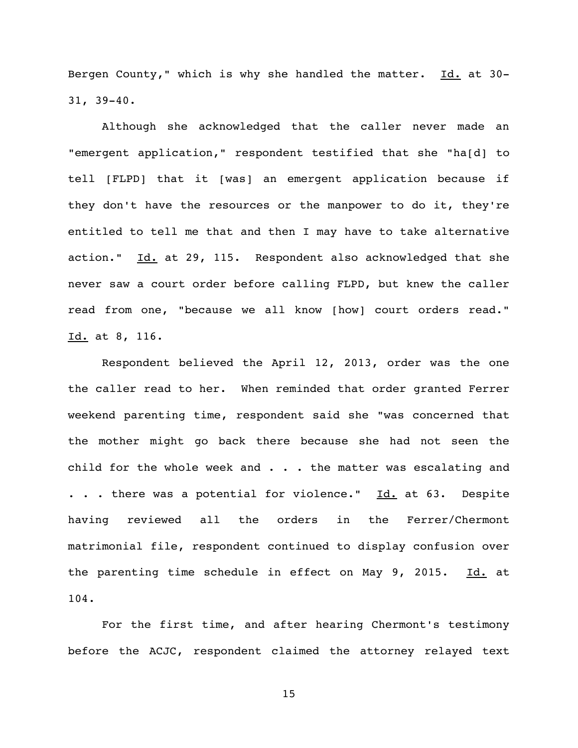Bergen County," which is why she handled the matter. Id. at 30-31, 39-40.

Although she acknowledged that the caller never made an "emergent application," respondent testified that she "ha[d] to tell [FLPD] that it [was] an emergent application because if they don't have the resources or the manpower to do it, they're entitled to tell me that and then I may have to take alternative action." Id. at 29, 115. Respondent also acknowledged that she never saw a court order before calling FLPD, but knew the caller read from one, "because we all know [how] court orders read." Id. at 8, 116.

Respondent believed the April 12, 2013, order was the one the caller read to her. When reminded that order granted Ferrer weekend parenting time, respondent said she "was concerned that the mother might go back there because she had not seen the child for the whole week and . . . the matter was escalating and . . . there was a potential for violence." Id. at 63. Despite having reviewed all the orders in the Ferrer/Chermont matrimonial file, respondent continued to display confusion over the parenting time schedule in effect on May 9, 2015. Id. at 104.

For the first time, and after hearing Chermont's testimony before the ACJC, respondent claimed the attorney relayed text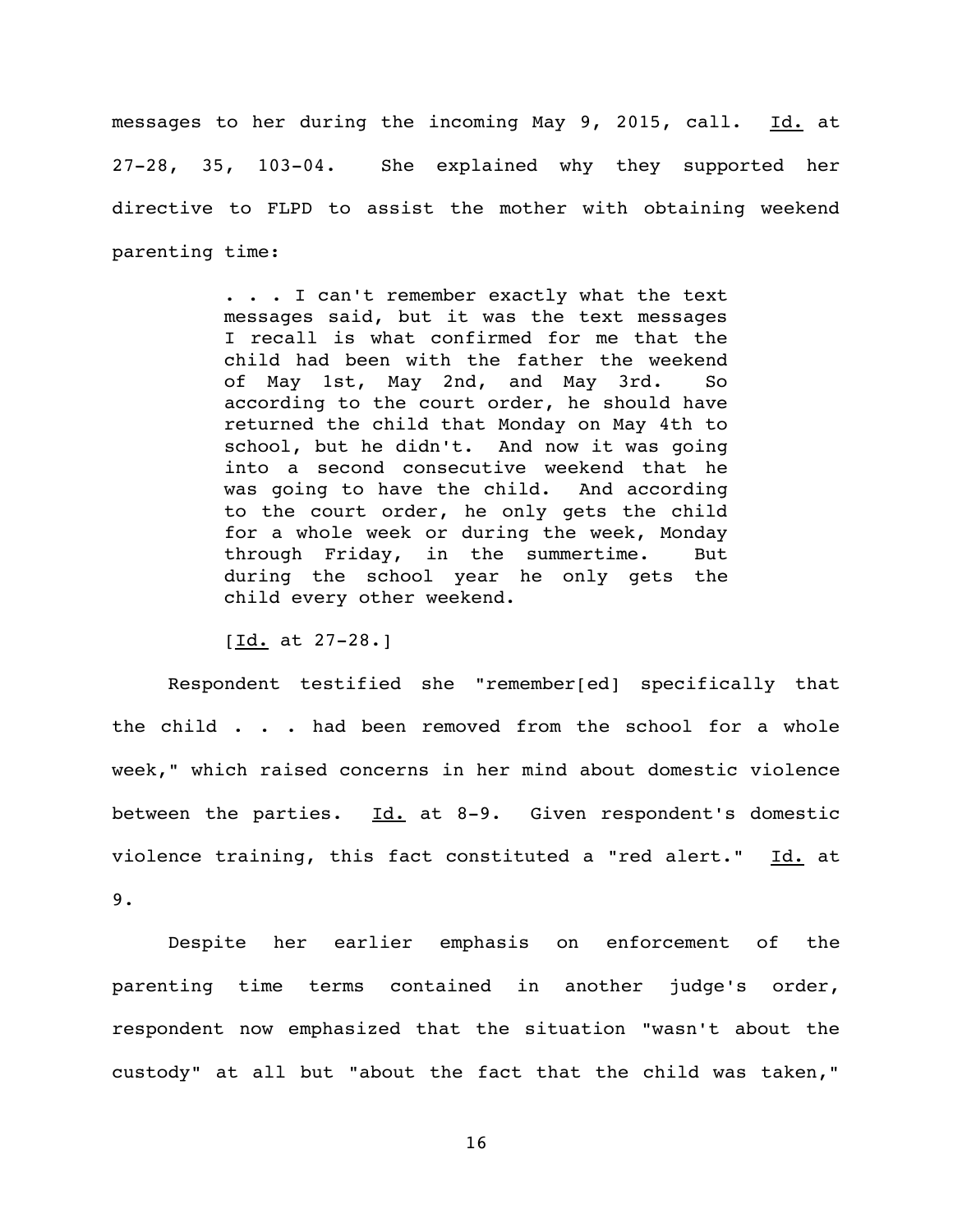messages to her during the incoming May 9, 2015, call. Id. at 27-28, 35, 103-04. She explained why they supported her directive to FLPD to assist the mother with obtaining weekend parenting time:

> . . . I can't remember exactly what the text messages said, but it was the text messages I recall is what confirmed for me that the child had been with the father the weekend of May 1st, May 2nd, and May 3rd. So according to the court order, he should have returned the child that Monday on May 4th to school, but he didn't. And now it was going into a second consecutive weekend that he was going to have the child. And according to the court order, he only gets the child for a whole week or during the week, Monday through Friday, in the summertime. But during the school year he only gets the child every other weekend.
>
> [Id. at 27-28.]

Respondent testified she "remember[ed] specifically that the child . . . had been removed from the school for a whole week," which raised concerns in her mind about domestic violence between the parties. Id. at 8-9. Given respondent's domestic violence training, this fact constituted a "red alert." Id. at 9.

Despite her earlier emphasis on enforcement of the parenting time terms contained in another judge's order, respondent now emphasized that the situation "wasn't about the custody" at all but "about the fact that the child was taken,"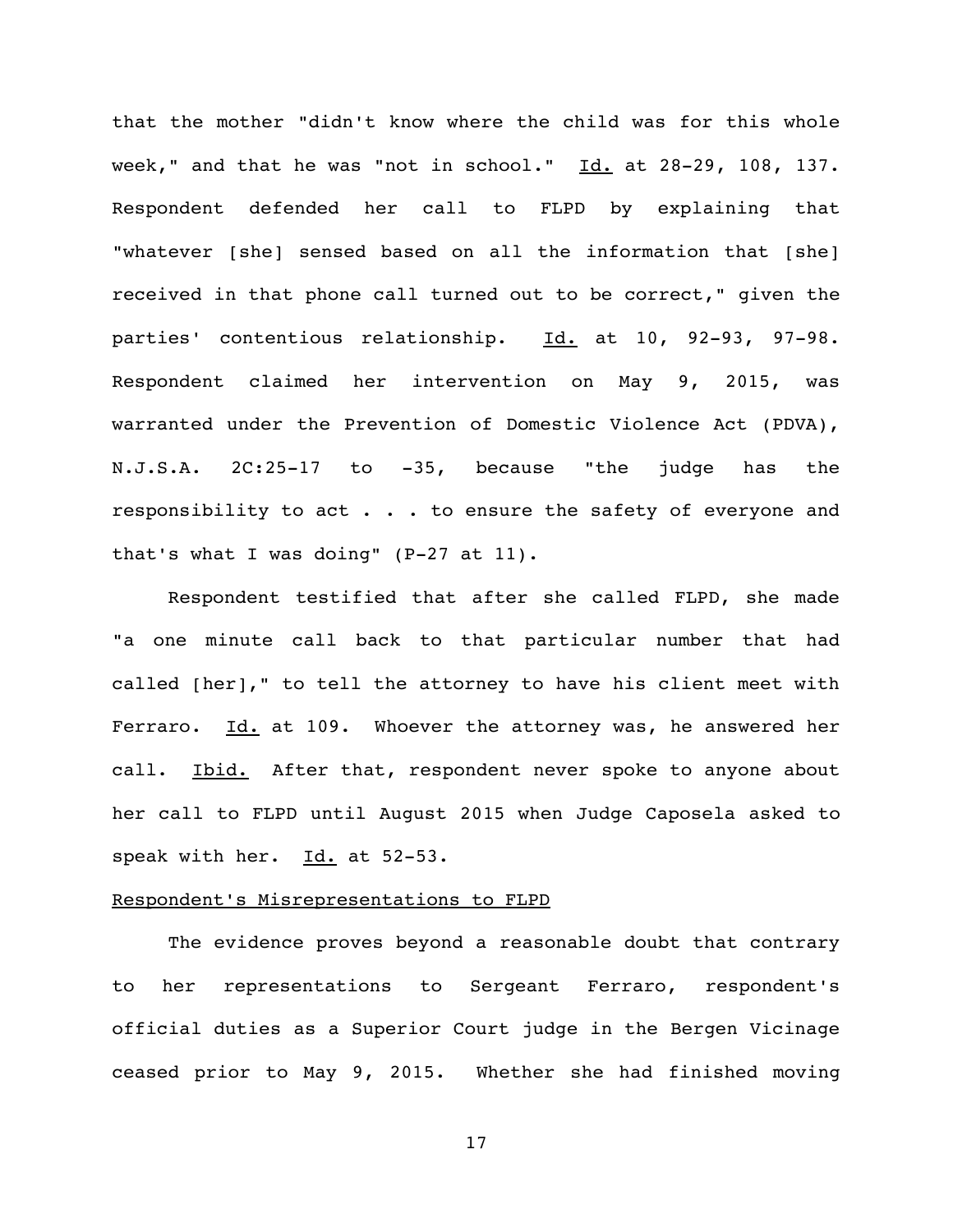that the mother "didn't know where the child was for this whole week," and that he was "not in school." Id. at 28-29, 108, 137. Respondent defended her call to FLPD by explaining that "whatever [she] sensed based on all the information that [she] received in that phone call turned out to be correct," given the parties' contentious relationship. Id. at 10, 92-93, 97-98. Respondent claimed her intervention on May 9, 2015, was warranted under the Prevention of Domestic Violence Act (PDVA), N.J.S.A. 2C:25-17 to -35, because "the judge has the responsibility to act . . . to ensure the safety of everyone and that's what I was doing" (P-27 at 11).

Respondent testified that after she called FLPD, she made "a one minute call back to that particular number that had called [her]," to tell the attorney to have his client meet with Ferraro. Id. at 109. Whoever the attorney was, he answered her call. Ibid. After that, respondent never spoke to anyone about her call to FLPD until August 2015 when Judge Caposela asked to speak with her. Id. at 52-53.

Respondent's Misrepresentations to FLPD

The evidence proves beyond a reasonable doubt that contrary to her representations to Sergeant Ferraro, respondent's official duties as a Superior Court judge in the Bergen Vicinage ceased prior to May 9, 2015. Whether she had finished moving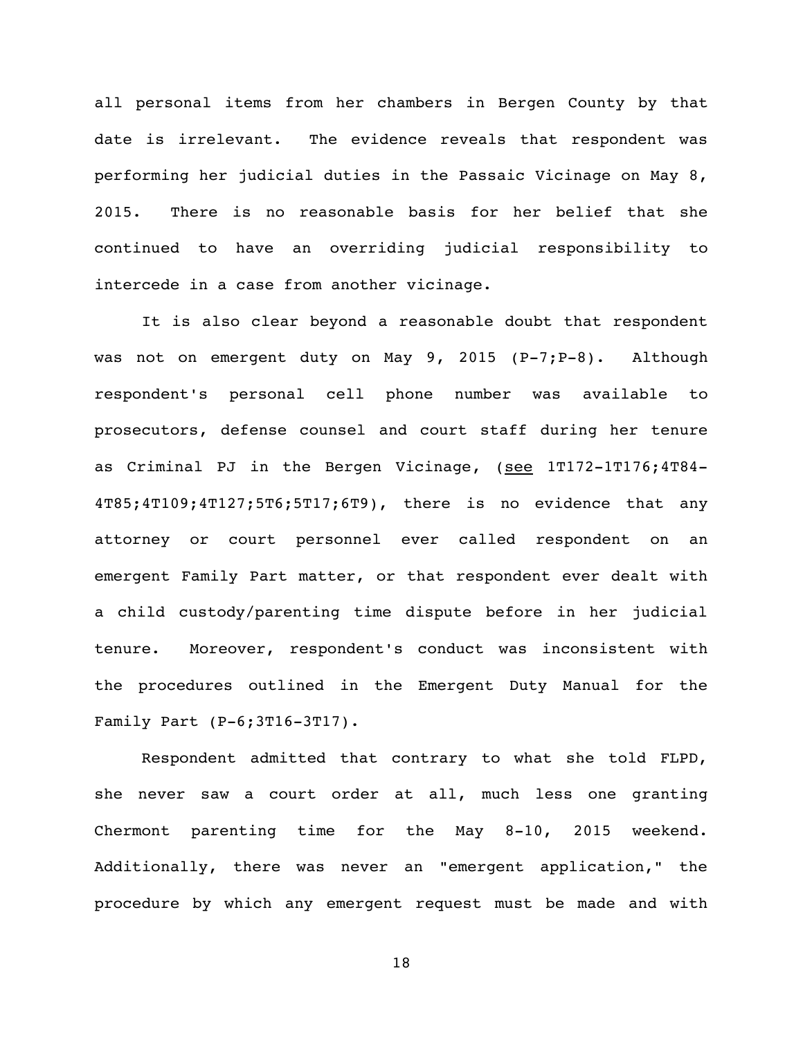all personal items from her chambers in Bergen County by that date is irrelevant. The evidence reveals that respondent was performing her judicial duties in the Passaic Vicinage on May 8, 2015. There is no reasonable basis for her belief that she continued to have an overriding judicial responsibility to intercede in a case from another vicinage.

It is also clear beyond a reasonable doubt that respondent was not on emergent duty on May 9, 2015 (P-7;P-8). Although respondent's personal cell phone number was available to prosecutors, defense counsel and court staff during her tenure as Criminal PJ in the Bergen Vicinage, (see 1T172-1T176;4T84-4T85;4T109;4T127;5T6;5T17;6T9), there is no evidence that any attorney or court personnel ever called respondent on an emergent Family Part matter, or that respondent ever dealt with a child custody/parenting time dispute before in her judicial tenure. Moreover, respondent's conduct was inconsistent with the procedures outlined in the Emergent Duty Manual for the Family Part (P-6;3T16-3T17).

Respondent admitted that contrary to what she told FLPD, she never saw a court order at all, much less one granting Chermont parenting time for the May 8-10, 2015 weekend. Additionally, there was never an "emergent application," the procedure by which any emergent request must be made and with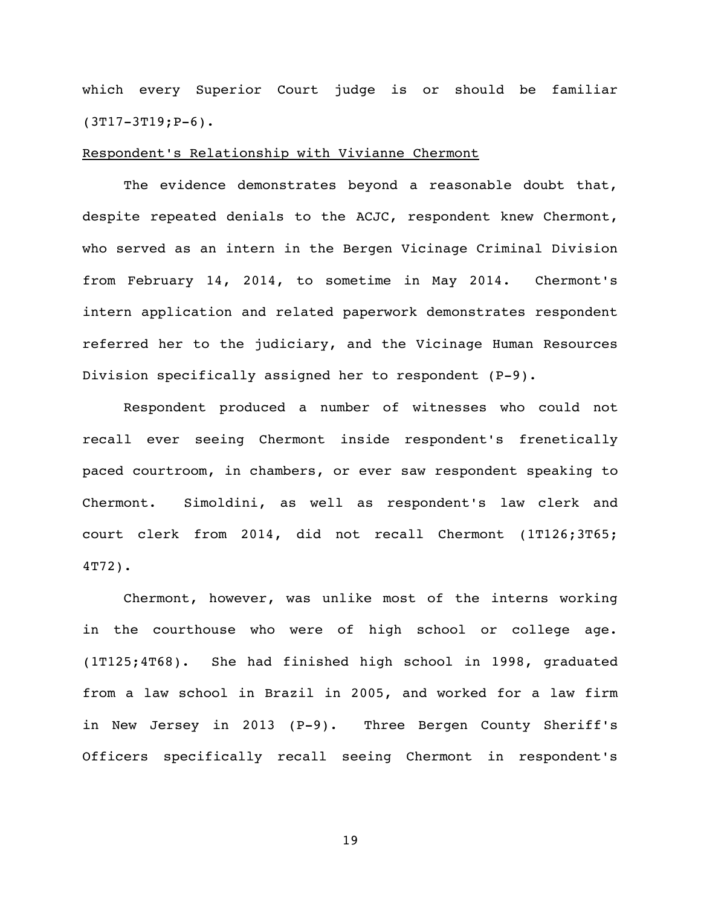which every Superior Court judge is or should be familiar (3T17-3T19;P-6).

Respondent's Relationship with Vivianne Chermont

The evidence demonstrates beyond a reasonable doubt that, despite repeated denials to the ACJC, respondent knew Chermont, who served as an intern in the Bergen Vicinage Criminal Division from February 14, 2014, to sometime in May 2014. Chermont's intern application and related paperwork demonstrates respondent referred her to the judiciary, and the Vicinage Human Resources Division specifically assigned her to respondent (P-9).

Respondent produced a number of witnesses who could not recall ever seeing Chermont inside respondent's frenetically paced courtroom, in chambers, or ever saw respondent speaking to Chermont. Simoldini, as well as respondent's law clerk and court clerk from 2014, did not recall Chermont (1T126;3T65; 4T72).

Chermont, however, was unlike most of the interns working in the courthouse who were of high school or college age. (1T125;4T68). She had finished high school in 1998, graduated from a law school in Brazil in 2005, and worked for a law firm in New Jersey in 2013 (P-9). Three Bergen County Sheriff's Officers specifically recall seeing Chermont in respondent's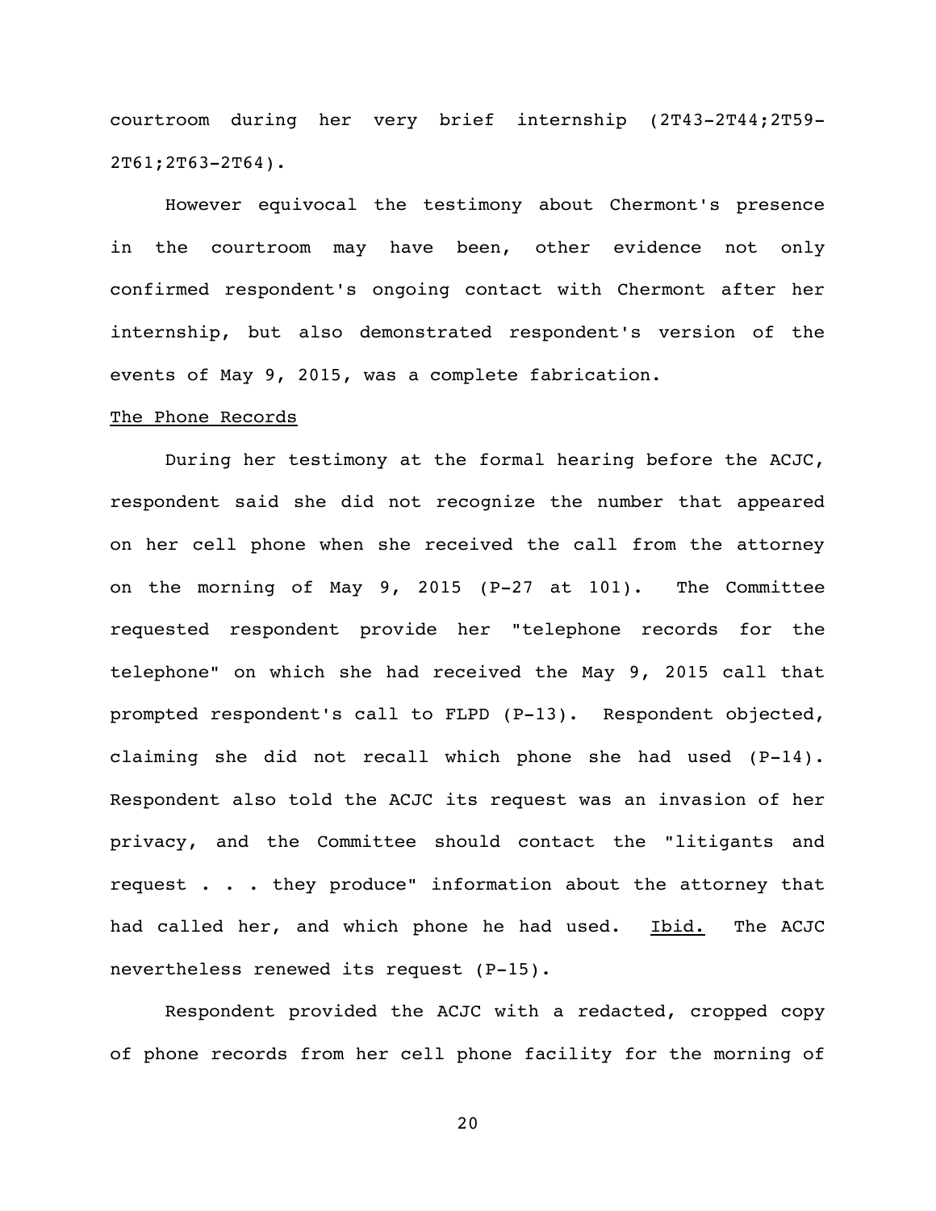courtroom during her very brief internship (2T43-2T44;2T59-2T61;2T63-2T64).

However equivocal the testimony about Chermont's presence in the courtroom may have been, other evidence not only confirmed respondent's ongoing contact with Chermont after her internship, but also demonstrated respondent's version of the events of May 9, 2015, was a complete fabrication.

<u>The Phone Records</u>

During her testimony at the formal hearing before the ACJC, respondent said she did not recognize the number that appeared on her cell phone when she received the call from the attorney on the morning of May 9, 2015 (P-27 at 101). The Committee requested respondent provide her "telephone records for the telephone" on which she had received the May 9, 2015 call that prompted respondent's call to FLPD (P-13). Respondent objected, claiming she did not recall which phone she had used (P-14). Respondent also told the ACJC its request was an invasion of her privacy, and the Committee should contact the "litigants and request . . . they produce" information about the attorney that had called her, and which phone he had used. <u>Ibid.</u> The ACJC nevertheless renewed its request (P-15).

Respondent provided the ACJC with a redacted, cropped copy of phone records from her cell phone facility for the morning of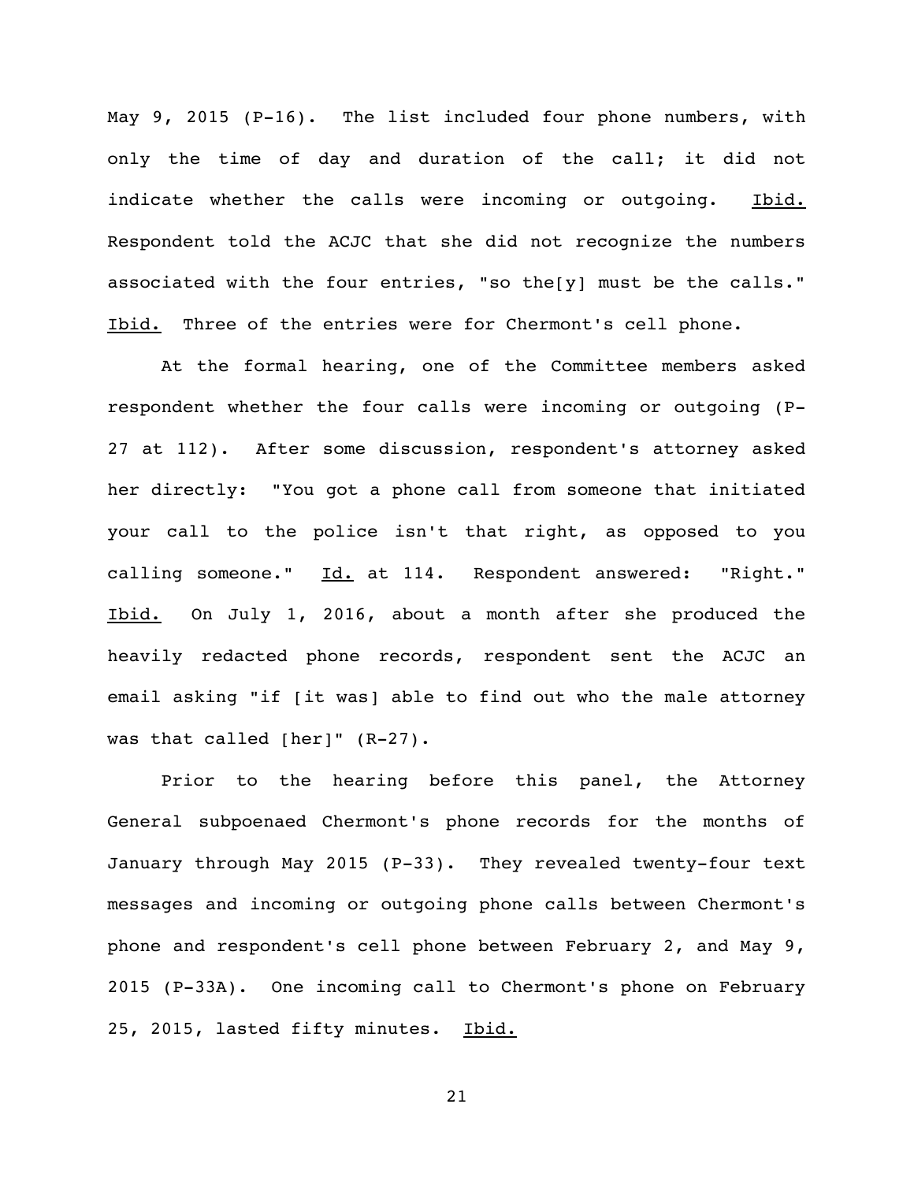May 9, 2015 (P-16). The list included four phone numbers, with only the time of day and duration of the call; it did not indicate whether the calls were incoming or outgoing. Ibid. Respondent told the ACJC that she did not recognize the numbers associated with the four entries, "so the[y] must be the calls." Ibid. Three of the entries were for Chermont's cell phone.

At the formal hearing, one of the Committee members asked respondent whether the four calls were incoming or outgoing (P-27 at 112). After some discussion, respondent's attorney asked her directly: "You got a phone call from someone that initiated your call to the police isn't that right, as opposed to you calling someone." Id. at 114. Respondent answered: "Right." Ibid. On July 1, 2016, about a month after she produced the heavily redacted phone records, respondent sent the ACJC an email asking "if [it was] able to find out who the male attorney was that called [her]" (R-27).

Prior to the hearing before this panel, the Attorney General subpoenaed Chermont's phone records for the months of January through May 2015 (P-33). They revealed twenty-four text messages and incoming or outgoing phone calls between Chermont's phone and respondent's cell phone between February 2, and May 9, 2015 (P-33A). One incoming call to Chermont's phone on February 25, 2015, lasted fifty minutes. Ibid.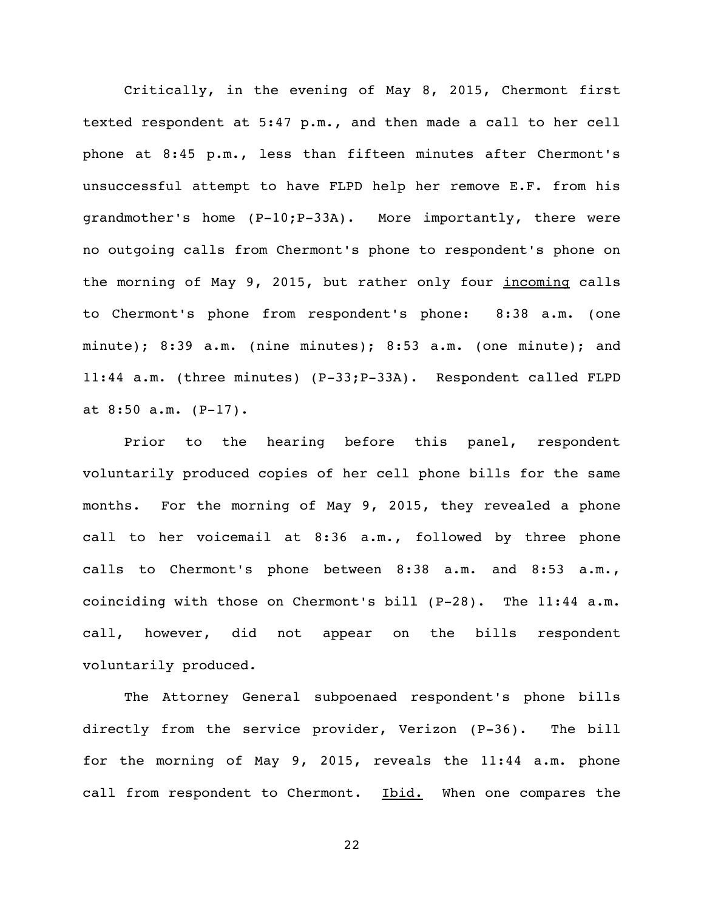Critically, in the evening of May 8, 2015, Chermont first texted respondent at 5:47 p.m., and then made a call to her cell phone at 8:45 p.m., less than fifteen minutes after Chermont's unsuccessful attempt to have FLPD help her remove E.F. from his grandmother's home (P-10;P-33A). More importantly, there were no outgoing calls from Chermont's phone to respondent's phone on the morning of May 9, 2015, but rather only four <u>incoming</u> calls to Chermont's phone from respondent's phone: 8:38 a.m. (one minute); 8:39 a.m. (nine minutes); 8:53 a.m. (one minute); and 11:44 a.m. (three minutes) (P-33;P-33A). Respondent called FLPD at 8:50 a.m. (P-17).

Prior to the hearing before this panel, respondent voluntarily produced copies of her cell phone bills for the same months. For the morning of May 9, 2015, they revealed a phone call to her voicemail at 8:36 a.m., followed by three phone calls to Chermont's phone between 8:38 a.m. and 8:53 a.m., coinciding with those on Chermont's bill (P-28). The 11:44 a.m. call, however, did not appear on the bills respondent voluntarily produced.

The Attorney General subpoenaed respondent's phone bills directly from the service provider, Verizon (P-36). The bill for the morning of May 9, 2015, reveals the 11:44 a.m. phone call from respondent to Chermont. <u>Ibid.</u> When one compares the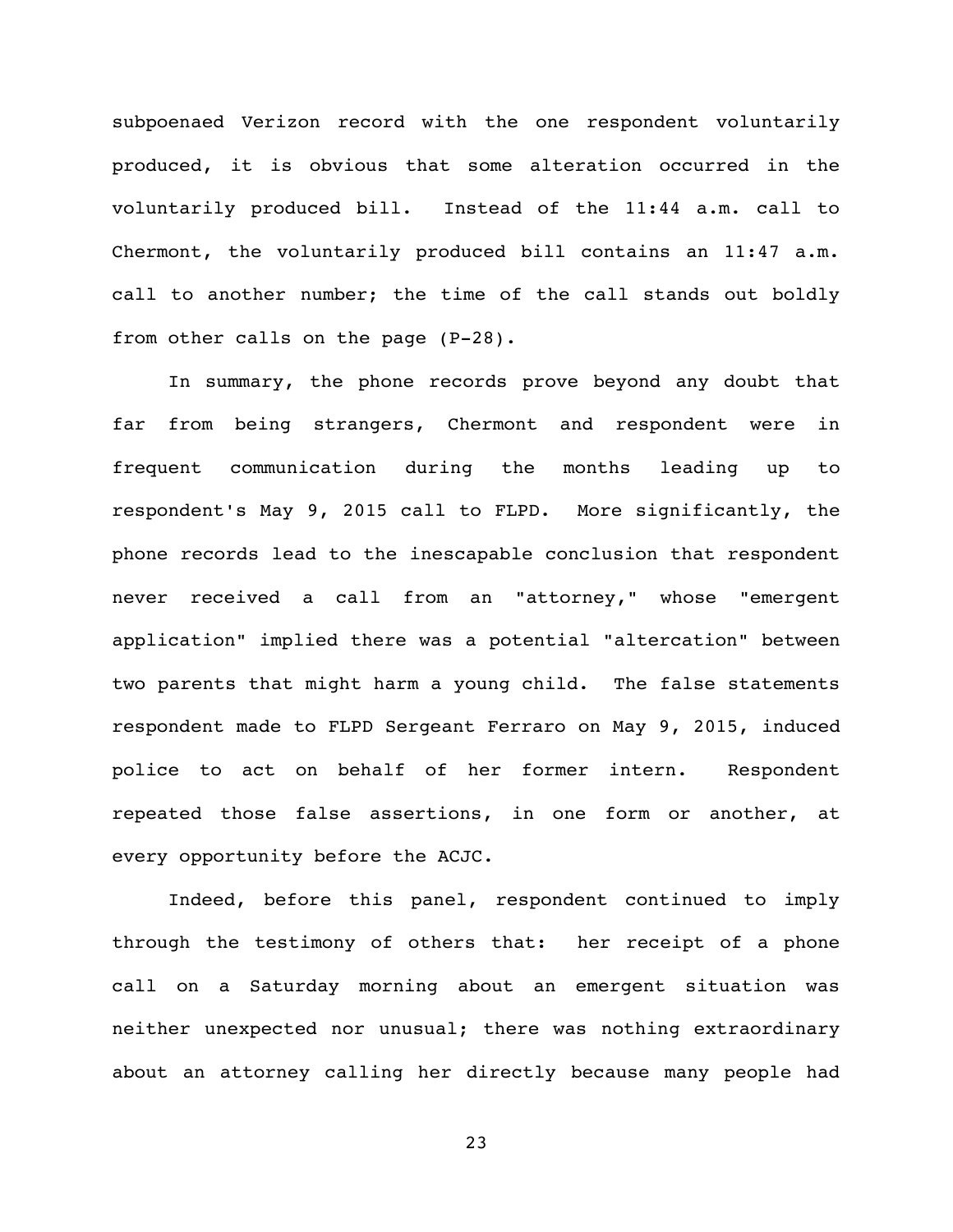subpoenaed Verizon record with the one respondent voluntarily produced, it is obvious that some alteration occurred in the voluntarily produced bill. Instead of the 11:44 a.m. call to Chermont, the voluntarily produced bill contains an 11:47 a.m. call to another number; the time of the call stands out boldly from other calls on the page (P-28).

In summary, the phone records prove beyond any doubt that far from being strangers, Chermont and respondent were in frequent communication during the months leading up to respondent's May 9, 2015 call to FLPD. More significantly, the phone records lead to the inescapable conclusion that respondent never received a call from an "attorney," whose "emergent application" implied there was a potential "altercation" between two parents that might harm a young child. The false statements respondent made to FLPD Sergeant Ferraro on May 9, 2015, induced police to act on behalf of her former intern. Respondent repeated those false assertions, in one form or another, at every opportunity before the ACJC.

Indeed, before this panel, respondent continued to imply through the testimony of others that: her receipt of a phone call on a Saturday morning about an emergent situation was neither unexpected nor unusual; there was nothing extraordinary about an attorney calling her directly because many people had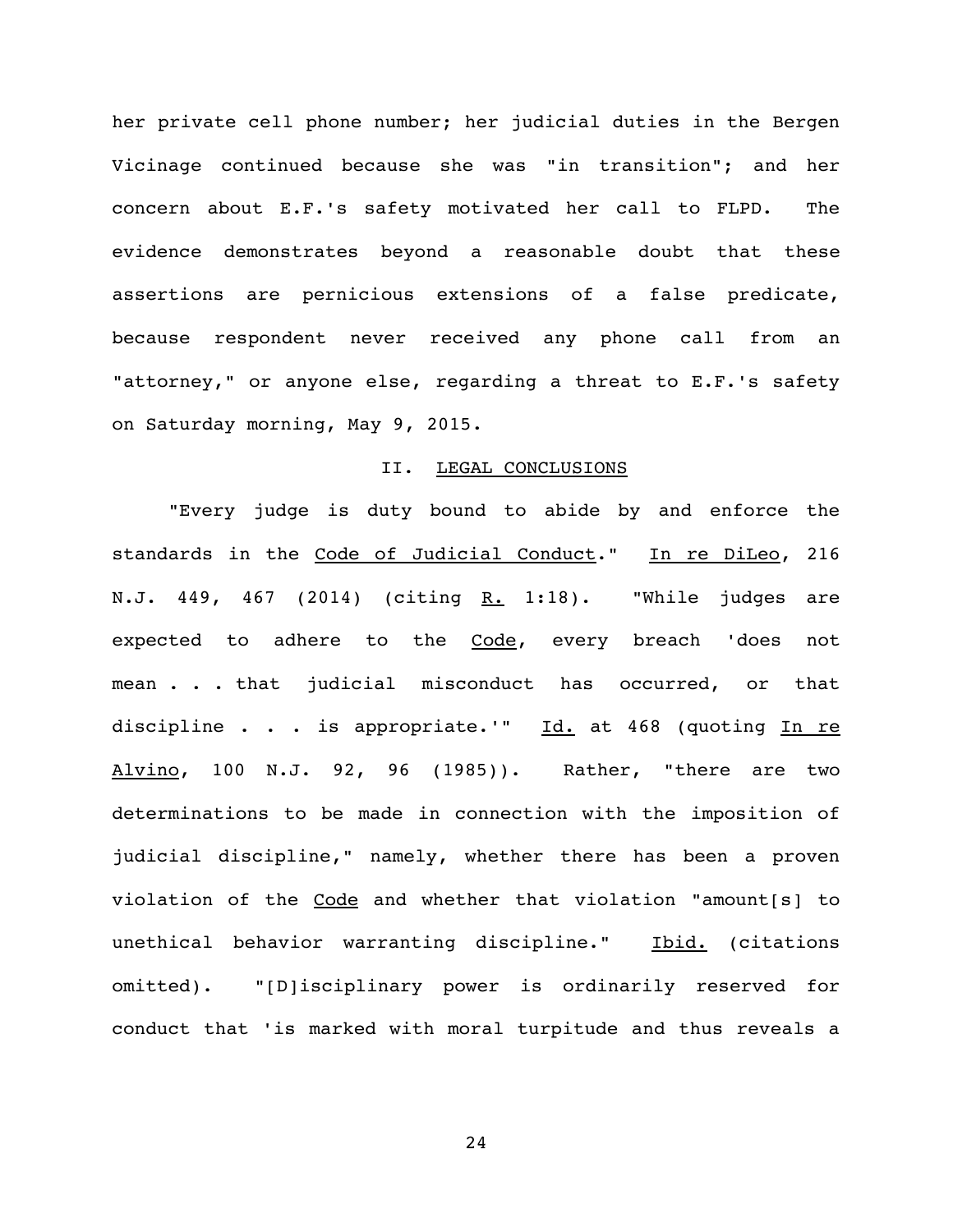her private cell phone number; her judicial duties in the Bergen Vicinage continued because she was "in transition"; and her concern about E.F.'s safety motivated her call to FLPD. The evidence demonstrates beyond a reasonable doubt that these assertions are pernicious extensions of a false predicate, because respondent never received any phone call from an "attorney," or anyone else, regarding a threat to E.F.'s safety on Saturday morning, May 9, 2015.

## II. <u>LEGAL CONCLUSIONS</u>

"Every judge is duty bound to abide by and enforce the standards in the <u>Code of Judicial Conduct</u>." <u>In re DiLeo</u>, 216 N.J. 449, 467 (2014) (citing <u>R.</u> 1:18). "While judges are expected to adhere to the <u>Code</u>, every breach 'does not mean . . . that judicial misconduct has occurred, or that discipline . . . is appropriate.'" <u>Id.</u> at 468 (quoting <u>In re Alvino</u>, 100 N.J. 92, 96 (1985)). Rather, "there are two determinations to be made in connection with the imposition of judicial discipline," namely, whether there has been a proven violation of the <u>Code</u> and whether that violation "amount[s] to unethical behavior warranting discipline." <u>Ibid.</u> (citations omitted). "[D]isciplinary power is ordinarily reserved for conduct that 'is marked with moral turpitude and thus reveals a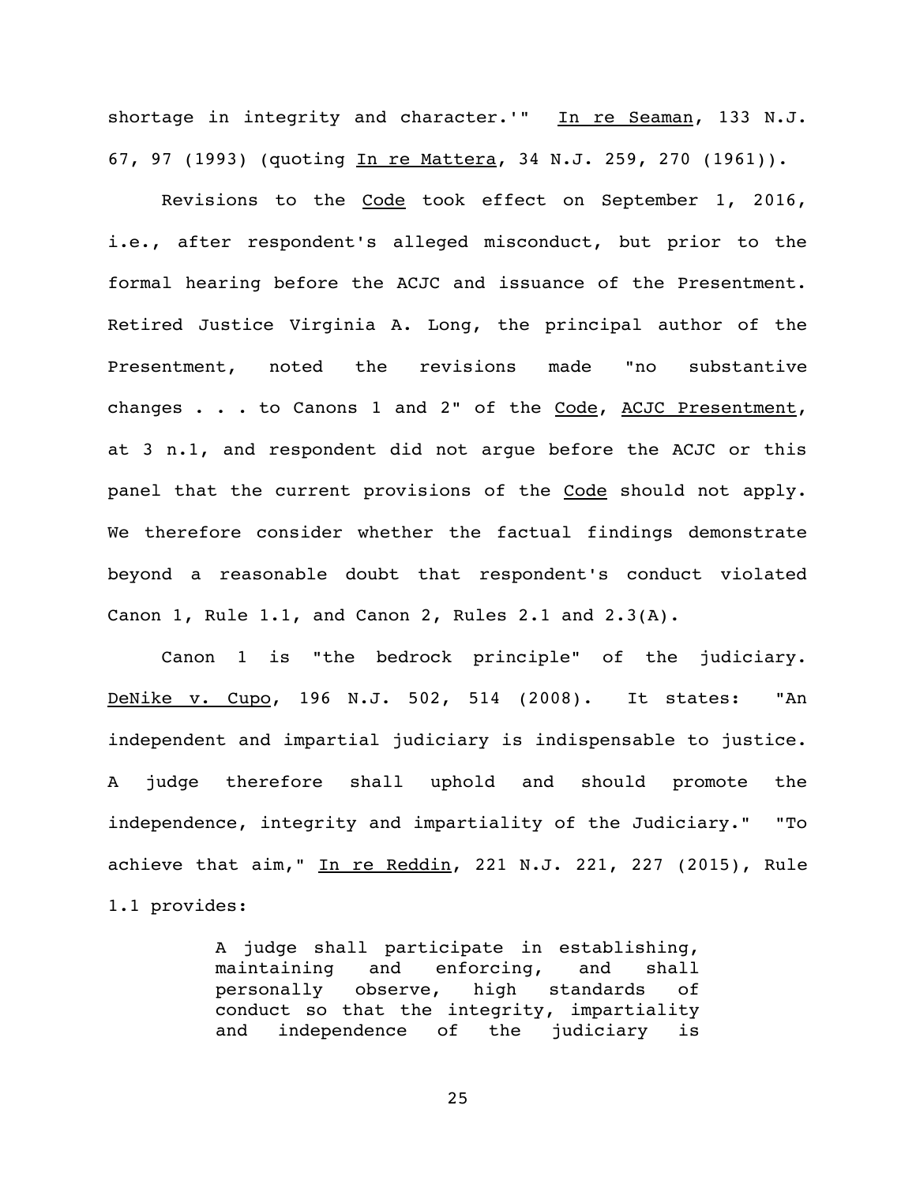shortage in integrity and character.'" In re Seaman, 133 N.J. 67, 97 (1993) (quoting In re Mattera, 34 N.J. 259, 270 (1961)).

Revisions to the Code took effect on September 1, 2016, i.e., after respondent's alleged misconduct, but prior to the formal hearing before the ACJC and issuance of the Presentment. Retired Justice Virginia A. Long, the principal author of the Presentment, noted the revisions made "no substantive changes . . . to Canons 1 and 2" of the Code, ACJC Presentment, at 3 n.1, and respondent did not argue before the ACJC or this panel that the current provisions of the Code should not apply. We therefore consider whether the factual findings demonstrate beyond a reasonable doubt that respondent's conduct violated Canon 1, Rule 1.1, and Canon 2, Rules 2.1 and 2.3(A).

Canon 1 is "the bedrock principle" of the judiciary. DeNike v. Cupo, 196 N.J. 502, 514 (2008). It states: "An independent and impartial judiciary is indispensable to justice. A judge therefore shall uphold and should promote the independence, integrity and impartiality of the Judiciary." "To achieve that aim," In re Reddin, 221 N.J. 221, 227 (2015), Rule 1.1 provides:

> A judge shall participate in establishing, maintaining and enforcing, and shall personally observe, high standards of conduct so that the integrity, impartiality and independence of the judiciary is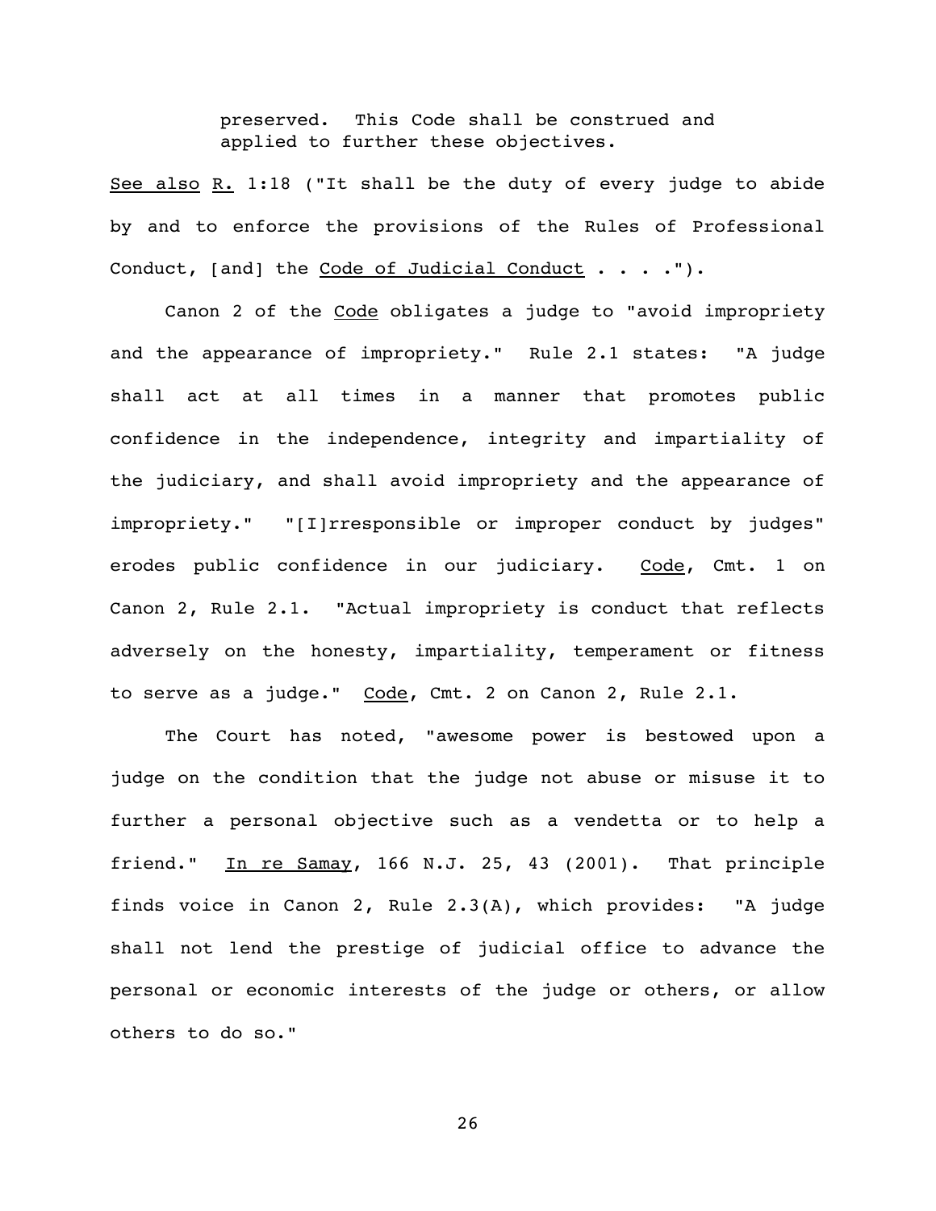> preserved. This Code shall be construed and applied to further these objectives.

See also R. 1:18 ("It shall be the duty of every judge to abide by and to enforce the provisions of the Rules of Professional Conduct, [and] the Code of Judicial Conduct . . . .").

Canon 2 of the Code obligates a judge to "avoid impropriety and the appearance of impropriety." Rule 2.1 states: "A judge shall act at all times in a manner that promotes public confidence in the independence, integrity and impartiality of the judiciary, and shall avoid impropriety and the appearance of impropriety." "[I]rresponsible or improper conduct by judges" erodes public confidence in our judiciary. Code, Cmt. 1 on Canon 2, Rule 2.1. "Actual impropriety is conduct that reflects adversely on the honesty, impartiality, temperament or fitness to serve as a judge." Code, Cmt. 2 on Canon 2, Rule 2.1.

The Court has noted, "awesome power is bestowed upon a judge on the condition that the judge not abuse or misuse it to further a personal objective such as a vendetta or to help a friend." In re Samay, 166 N.J. 25, 43 (2001). That principle finds voice in Canon 2, Rule 2.3(A), which provides: "A judge shall not lend the prestige of judicial office to advance the personal or economic interests of the judge or others, or allow others to do so."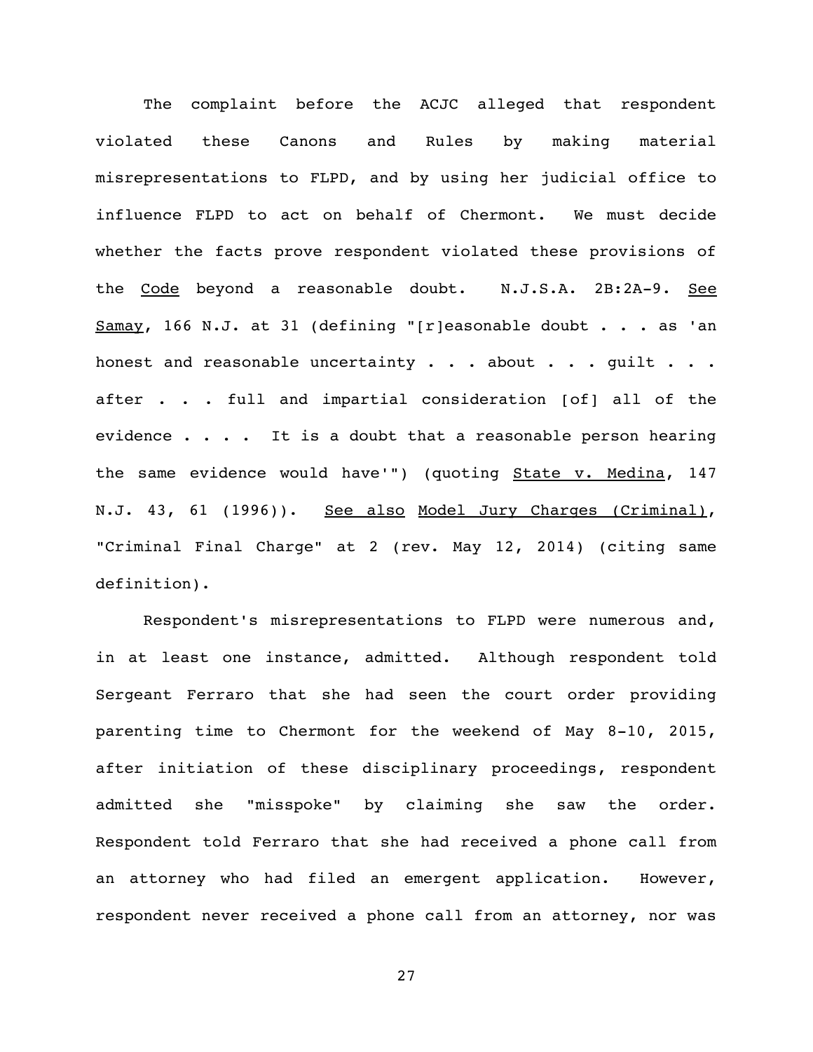The complaint before the ACJC alleged that respondent violated these Canons and Rules by making material misrepresentations to FLPD, and by using her judicial office to influence FLPD to act on behalf of Chermont. We must decide whether the facts prove respondent violated these provisions of the Code beyond a reasonable doubt. N.J.S.A. 2B:2A-9. See Samay, 166 N.J. at 31 (defining "[r]easonable doubt . . . as 'an honest and reasonable uncertainty . . . about . . . guilt . . . after . . . full and impartial consideration [of] all of the evidence . . . . It is a doubt that a reasonable person hearing the same evidence would have'") (quoting State v. Medina, 147 N.J. 43, 61 (1996)). See also Model Jury Charges (Criminal), "Criminal Final Charge" at 2 (rev. May 12, 2014) (citing same definition).

Respondent's misrepresentations to FLPD were numerous and, in at least one instance, admitted. Although respondent told Sergeant Ferraro that she had seen the court order providing parenting time to Chermont for the weekend of May 8-10, 2015, after initiation of these disciplinary proceedings, respondent admitted she "misspoke" by claiming she saw the order. Respondent told Ferraro that she had received a phone call from an attorney who had filed an emergent application. However, respondent never received a phone call from an attorney, nor was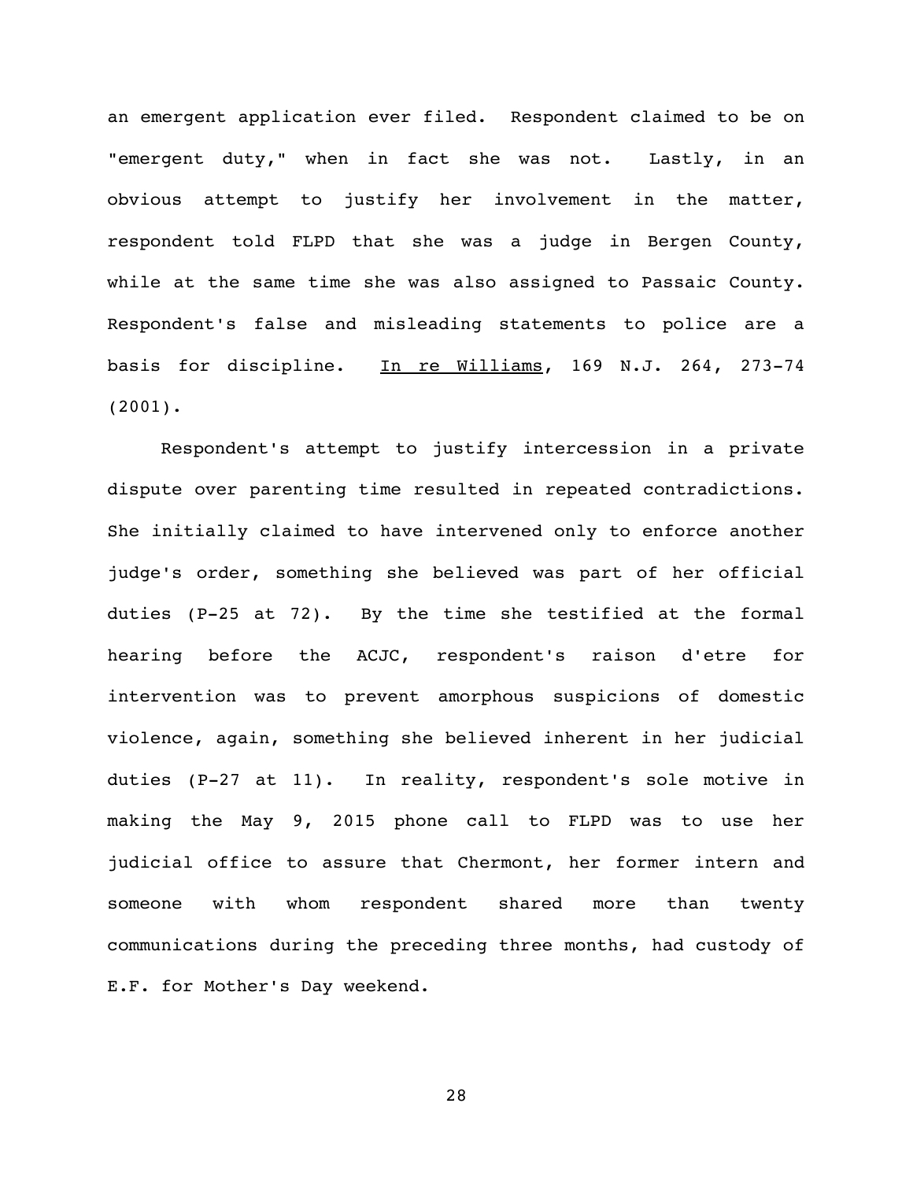an emergent application ever filed. Respondent claimed to be on "emergent duty," when in fact she was not. Lastly, in an obvious attempt to justify her involvement in the matter, respondent told FLPD that she was a judge in Bergen County, while at the same time she was also assigned to Passaic County. Respondent's false and misleading statements to police are a basis for discipline. In re Williams, 169 N.J. 264, 273-74 (2001).

Respondent's attempt to justify intercession in a private dispute over parenting time resulted in repeated contradictions. She initially claimed to have intervened only to enforce another judge's order, something she believed was part of her official duties (P-25 at 72). By the time she testified at the formal hearing before the ACJC, respondent's raison d'etre for intervention was to prevent amorphous suspicions of domestic violence, again, something she believed inherent in her judicial duties (P-27 at 11). In reality, respondent's sole motive in making the May 9, 2015 phone call to FLPD was to use her judicial office to assure that Chermont, her former intern and someone with whom respondent shared more than twenty communications during the preceding three months, had custody of E.F. for Mother's Day weekend.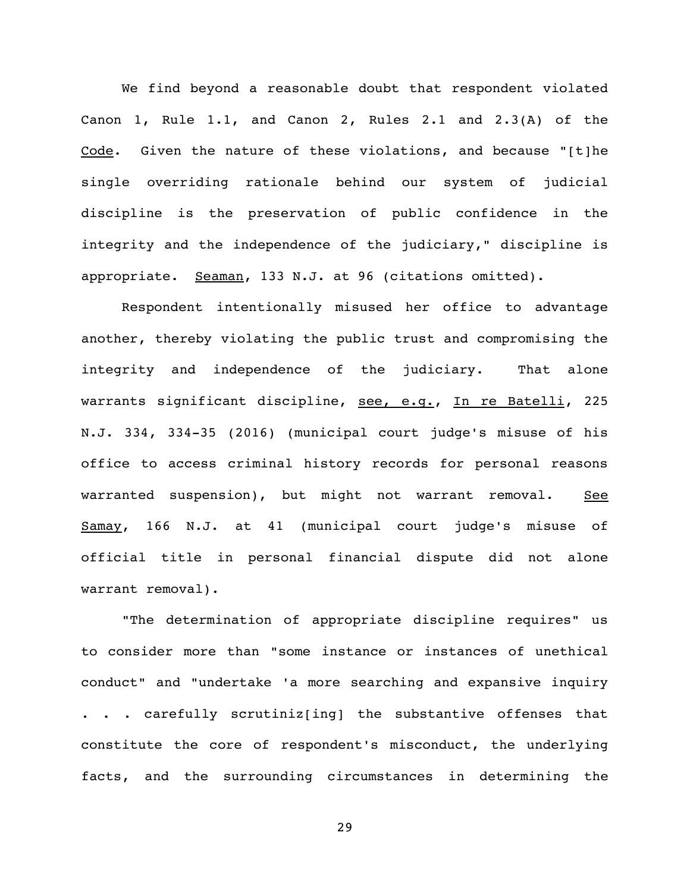We find beyond a reasonable doubt that respondent violated Canon 1, Rule 1.1, and Canon 2, Rules 2.1 and 2.3(A) of the Code. Given the nature of these violations, and because "[t]he single overriding rationale behind our system of judicial discipline is the preservation of public confidence in the integrity and the independence of the judiciary," discipline is appropriate. Seaman, 133 N.J. at 96 (citations omitted).

Respondent intentionally misused her office to advantage another, thereby violating the public trust and compromising the integrity and independence of the judiciary. That alone warrants significant discipline, see, e.g., In re Batelli, 225 N.J. 334, 334-35 (2016) (municipal court judge's misuse of his office to access criminal history records for personal reasons warranted suspension), but might not warrant removal. See Samay, 166 N.J. at 41 (municipal court judge's misuse of official title in personal financial dispute did not alone warrant removal).

"The determination of appropriate discipline requires" us to consider more than "some instance or instances of unethical conduct" and "undertake 'a more searching and expansive inquiry . . . carefully scrutiniz[ing] the substantive offenses that constitute the core of respondent's misconduct, the underlying facts, and the surrounding circumstances in determining the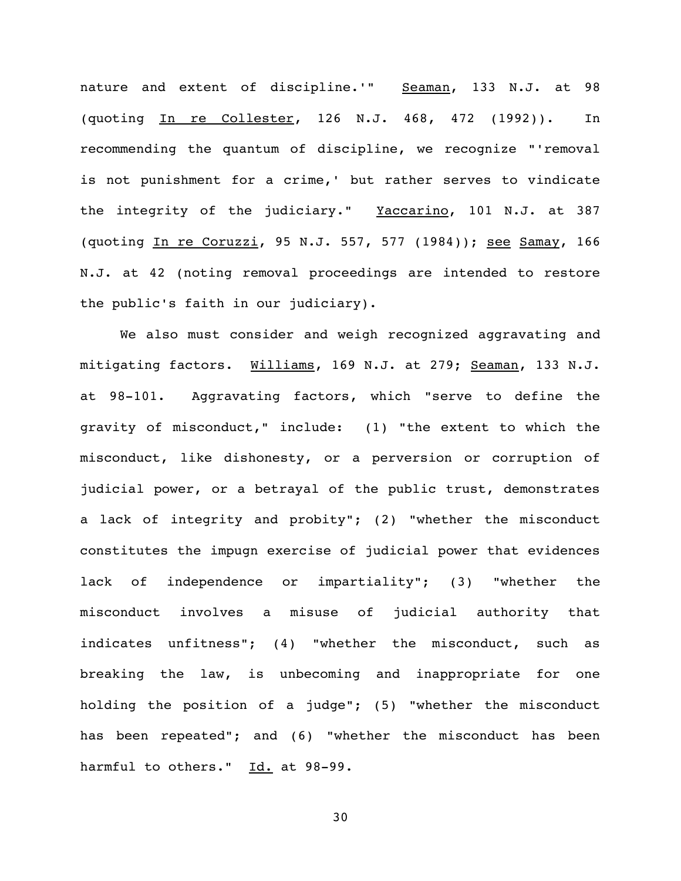nature and extent of discipline.'" Seaman, 133 N.J. at 98 (quoting In re Collester, 126 N.J. 468, 472 (1992)). In recommending the quantum of discipline, we recognize "'removal is not punishment for a crime,' but rather serves to vindicate the integrity of the judiciary." Yaccarino, 101 N.J. at 387 (quoting In re Coruzzi, 95 N.J. 557, 577 (1984)); see Samay, 166 N.J. at 42 (noting removal proceedings are intended to restore the public's faith in our judiciary).

We also must consider and weigh recognized aggravating and mitigating factors. Williams, 169 N.J. at 279; Seaman, 133 N.J. at 98-101. Aggravating factors, which "serve to define the gravity of misconduct," include: (1) "the extent to which the misconduct, like dishonesty, or a perversion or corruption of judicial power, or a betrayal of the public trust, demonstrates a lack of integrity and probity"; (2) "whether the misconduct constitutes the impugn exercise of judicial power that evidences lack of independence or impartiality"; (3) "whether the misconduct involves a misuse of judicial authority that indicates unfitness"; (4) "whether the misconduct, such as breaking the law, is unbecoming and inappropriate for one holding the position of a judge"; (5) "whether the misconduct has been repeated"; and (6) "whether the misconduct has been harmful to others." Id. at 98-99.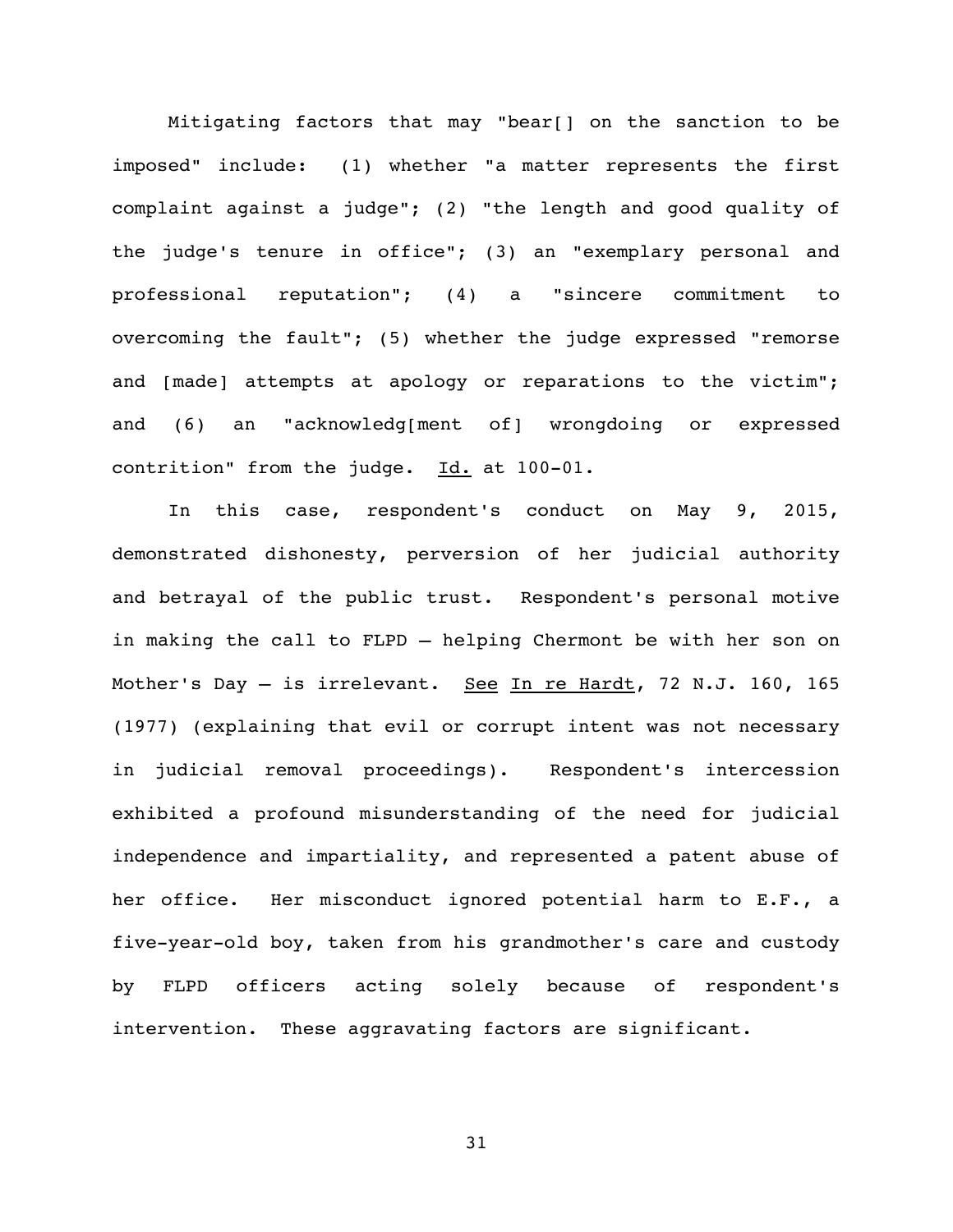Mitigating factors that may "bear[] on the sanction to be imposed" include: (1) whether "a matter represents the first complaint against a judge"; (2) "the length and good quality of the judge's tenure in office"; (3) an "exemplary personal and professional reputation"; (4) a "sincere commitment to overcoming the fault"; (5) whether the judge expressed "remorse and [made] attempts at apology or reparations to the victim"; and (6) an "acknowledg[ment of] wrongdoing or expressed contrition" from the judge. Id. at 100-01.

In this case, respondent's conduct on May 9, 2015, demonstrated dishonesty, perversion of her judicial authority and betrayal of the public trust. Respondent's personal motive in making the call to FLPD — helping Chermont be with her son on Mother's Day — is irrelevant. See In re Hardt, 72 N.J. 160, 165 (1977) (explaining that evil or corrupt intent was not necessary in judicial removal proceedings). Respondent's intercession exhibited a profound misunderstanding of the need for judicial independence and impartiality, and represented a patent abuse of her office. Her misconduct ignored potential harm to E.F., a five-year-old boy, taken from his grandmother's care and custody by FLPD officers acting solely because of respondent's intervention. These aggravating factors are significant.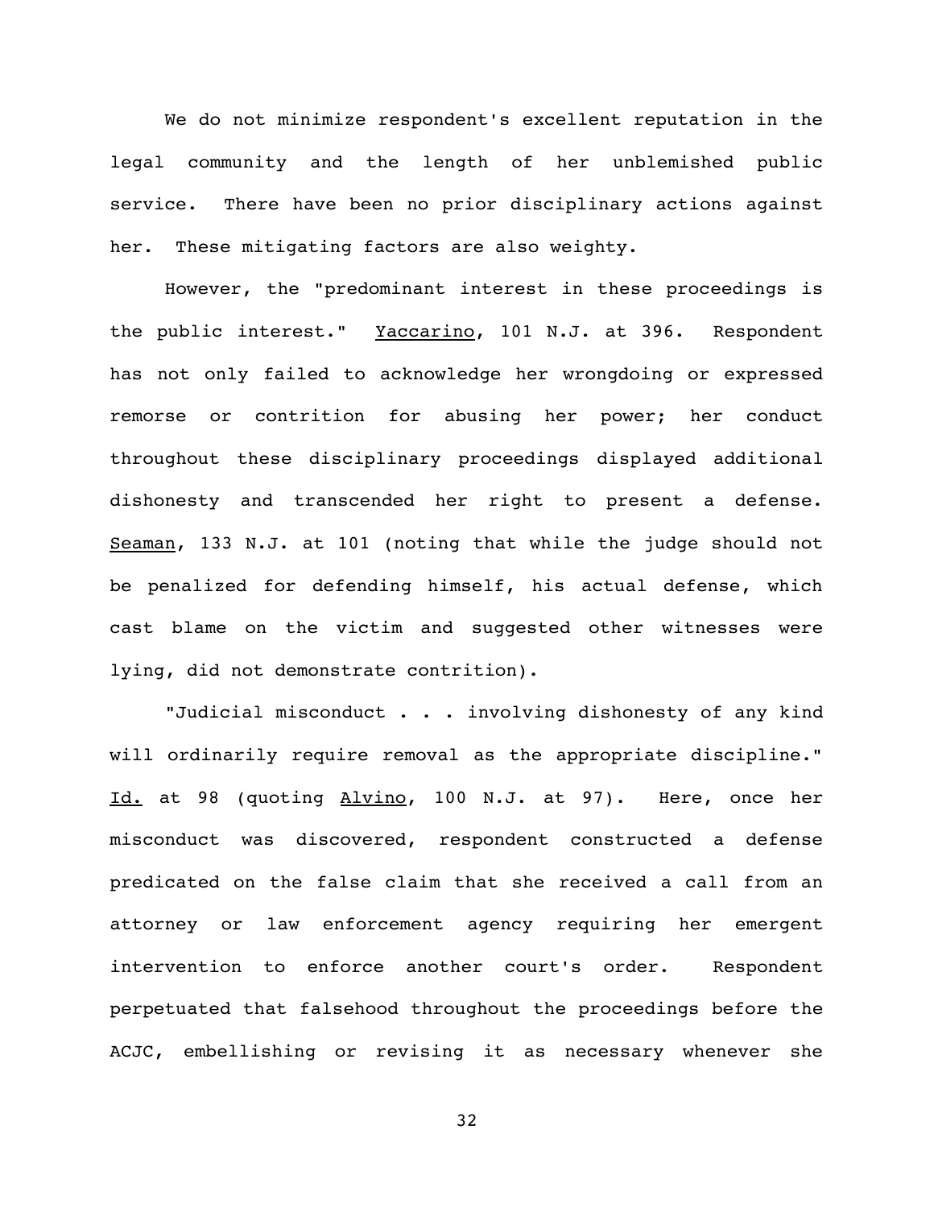We do not minimize respondent's excellent reputation in the legal community and the length of her unblemished public service. There have been no prior disciplinary actions against her. These mitigating factors are also weighty.

However, the "predominant interest in these proceedings is the public interest." Yaccarino, 101 N.J. at 396. Respondent has not only failed to acknowledge her wrongdoing or expressed remorse or contrition for abusing her power; her conduct throughout these disciplinary proceedings displayed additional dishonesty and transcended her right to present a defense. Seaman, 133 N.J. at 101 (noting that while the judge should not be penalized for defending himself, his actual defense, which cast blame on the victim and suggested other witnesses were lying, did not demonstrate contrition).

"Judicial misconduct . . . involving dishonesty of any kind will ordinarily require removal as the appropriate discipline." Id. at 98 (quoting Alvino, 100 N.J. at 97). Here, once her misconduct was discovered, respondent constructed a defense predicated on the false claim that she received a call from an attorney or law enforcement agency requiring her emergent intervention to enforce another court's order. Respondent perpetuated that falsehood throughout the proceedings before the ACJC, embellishing or revising it as necessary whenever she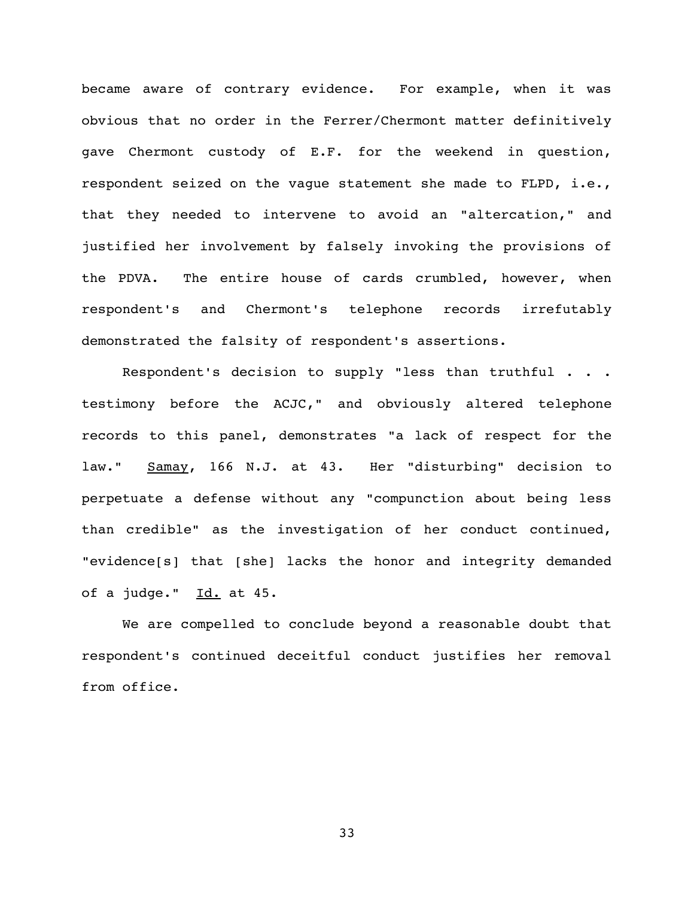became aware of contrary evidence. For example, when it was obvious that no order in the Ferrer/Chermont matter definitively gave Chermont custody of E.F. for the weekend in question, respondent seized on the vague statement she made to FLPD, i.e., that they needed to intervene to avoid an "altercation," and justified her involvement by falsely invoking the provisions of the PDVA. The entire house of cards crumbled, however, when respondent's and Chermont's telephone records irrefutably demonstrated the falsity of respondent's assertions.

Respondent's decision to supply "less than truthful . . . testimony before the ACJC," and obviously altered telephone records to this panel, demonstrates "a lack of respect for the law." <u>Samay</u>, 166 N.J. at 43. Her "disturbing" decision to perpetuate a defense without any "compunction about being less than credible" as the investigation of her conduct continued, "evidence[s] that [she] lacks the honor and integrity demanded of a judge." <u>Id.</u> at 45.

We are compelled to conclude beyond a reasonable doubt that respondent's continued deceitful conduct justifies her removal from office.